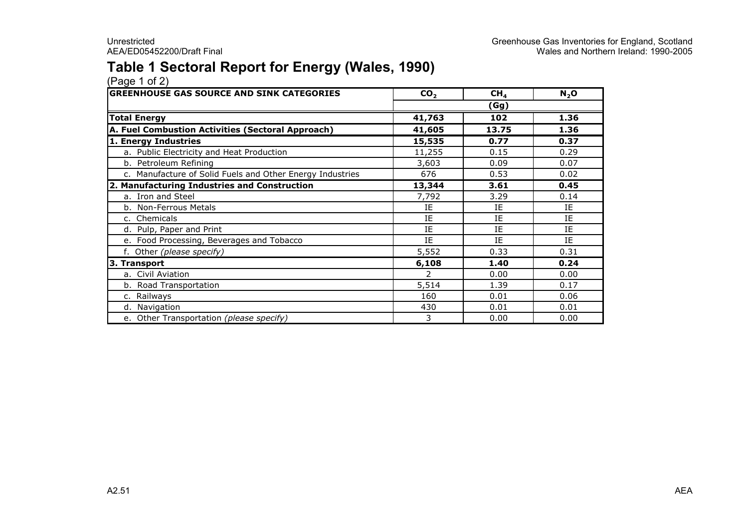# Table 1 Sectoral Report for Energy (Wales, 1990)

(Page 1 of 2)

| GREENHOUSE GAS SOURCE AND SINK CATEGORIES | $CO_2$ | $CH_4$ | $N_2O$ |
|---|---|---|---|
| | | (Gg) | |
| **Total Energy** | **41,763** | **102** | **1.36** |
| **A. Fuel Combustion Activities (Sectoral Approach)** | **41,605** | **13.75** | **1.36** |
| **1. Energy Industries** | **15,535** | **0.77** | **0.37** |
| a. Public Electricity and Heat Production | 11,255 | 0.15 | 0.29 |
| b. Petroleum Refining | 3,603 | 0.09 | 0.07 |
| c. Manufacture of Solid Fuels and Other Energy Industries | 676 | 0.53 | 0.02 |
| **2. Manufacturing Industries and Construction** | **13,344** | **3.61** | **0.45** |
| a. Iron and Steel | 7,792 | 3.29 | 0.14 |
| b. Non-Ferrous Metals | IE | IE | IE |
| c. Chemicals | IE | IE | IE |
| d. Pulp, Paper and Print | IE | IE | IE |
| e. Food Processing, Beverages and Tobacco | IE | IE | IE |
| f. Other *(please specify)* | 5,552 | 0.33 | 0.31 |
| **3. Transport** | **6,108** | **1.40** | **0.24** |
| a. Civil Aviation | 2 | 0.00 | 0.00 |
| b. Road Transportation | 5,514 | 1.39 | 0.17 |
| c. Railways | 160 | 0.01 | 0.06 |
| d. Navigation | 430 | 0.01 | 0.01 |
| e. Other Transportation *(please specify)* | 3 | 0.00 | 0.00 |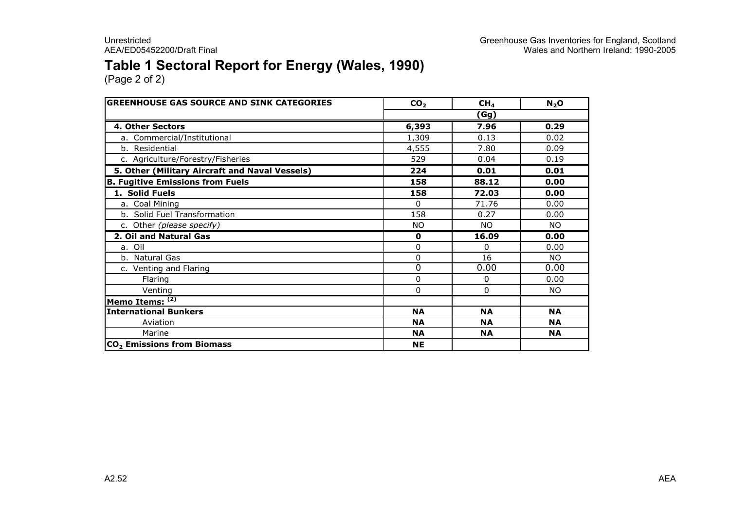# Table 1 Sectoral Report for Energy (Wales, 1990)

(Page 2 of 2)

| GREENHOUSE GAS SOURCE AND SINK CATEGORIES | $CO_2$ | $CH_4$ | $N_2O$ |
|---|---|---|---|
| | (Gg) | | |
| **4. Other Sectors** | **6,393** | **7.96** | **0.29** |
| a. Commercial/Institutional | 1,309 | 0.13 | 0.02 |
| b. Residential | 4,555 | 7.80 | 0.09 |
| c. Agriculture/Forestry/Fisheries | 529 | 0.04 | 0.19 |
| **5. Other (Military Aircraft and Naval Vessels)** | **224** | **0.01** | **0.01** |
| **B. Fugitive Emissions from Fuels** | **158** | **88.12** | **0.00** |
| **1. Solid Fuels** | **158** | **72.03** | **0.00** |
| a. Coal Mining | 0 | 71.76 | 0.00 |
| b. Solid Fuel Transformation | 158 | 0.27 | 0.00 |
| c. Other *(please specify)* | NO | NO | NO |
| **2. Oil and Natural Gas** | **0** | **16.09** | **0.00** |
| a. Oil | 0 | 0 | 0.00 |
| b. Natural Gas | 0 | 16 | NO |
| c. Venting and Flaring | 0 | 0.00 | 0.00 |
| Flaring | 0 | 0 | 0.00 |
| Venting | 0 | 0 | NO |
| **Memo Items:** [(2)] | | | |
| **International Bunkers** | **NA** | **NA** | **NA** |
| Aviation | **NA** | **NA** | **NA** |
| Marine | **NA** | **NA** | **NA** |
| **$CO_2$ Emissions from Biomass** | **NE** | | |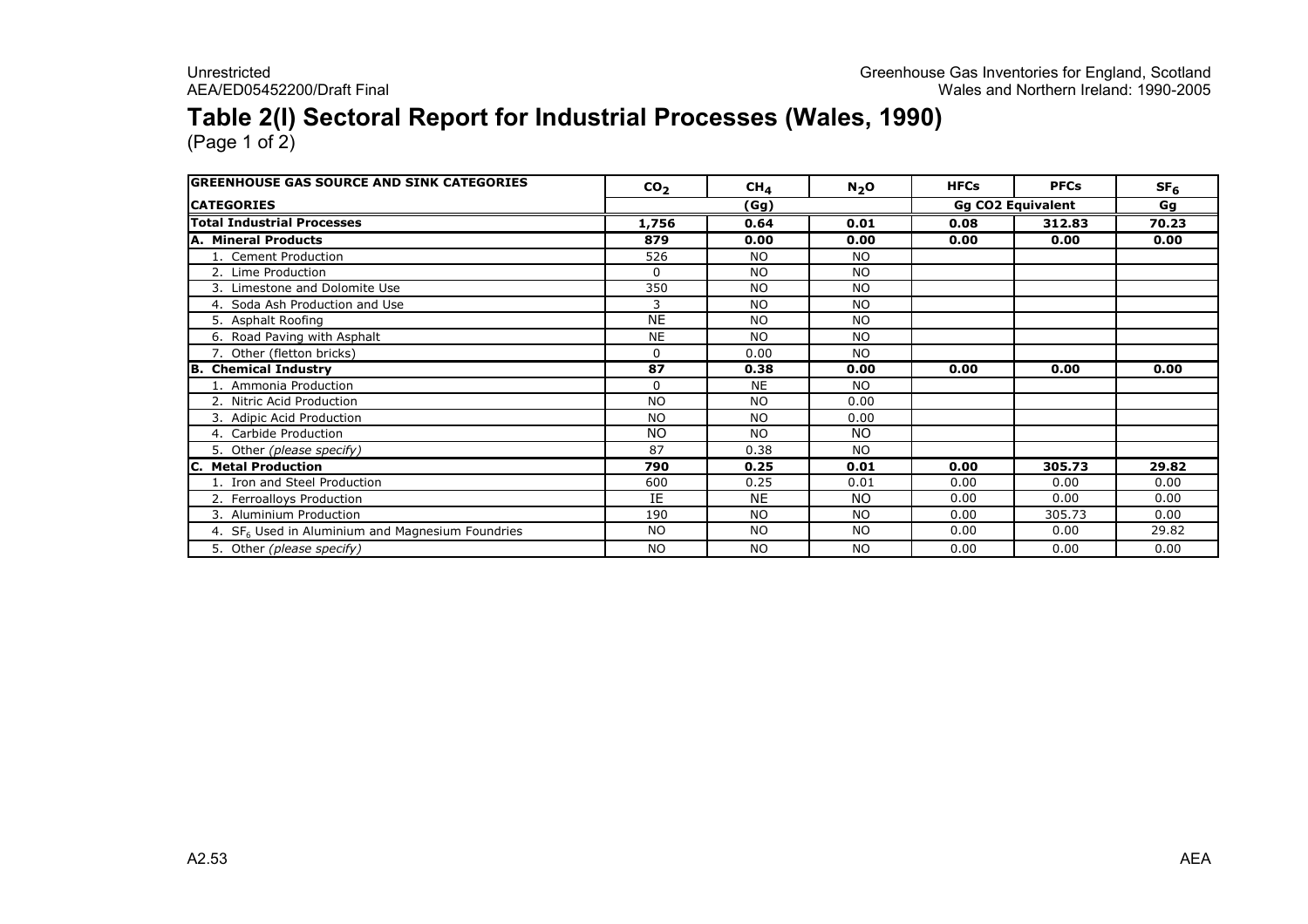# Table 2(I) Sectoral Report for Industrial Processes (Wales, 1990)

(Page 1 of 2)

| GREENHOUSE GAS SOURCE AND SINK CATEGORIES | $CO_2$ | $CH_4$ | $N_2O$ | HFCs | PFCs | $SF_6$ |
|---|---|---|---|---|---|---|
| CATEGORIES | | (Gg) | | Gg CO2 Equivalent | | Gg |
| **Total Industrial Processes** | **1,756** | **0.64** | **0.01** | **0.08** | **312.83** | **70.23** |
| **A. Mineral Products** | **879** | **0.00** | **0.00** | **0.00** | **0.00** | **0.00** |
| 1. Cement Production | 526 | NO | NO | | | |
| 2. Lime Production | 0 | NO | NO | | | |
| 3. Limestone and Dolomite Use | 350 | NO | NO | | | |
| 4. Soda Ash Production and Use | 3 | NO | NO | | | |
| 5. Asphalt Roofing | NE | NO | NO | | | |
| 6. Road Paving with Asphalt | NE | NO | NO | | | |
| 7. Other (fletton bricks) | 0 | 0.00 | NO | | | |
| **B. Chemical Industry** | **87** | **0.38** | **0.00** | **0.00** | **0.00** | **0.00** |
| 1. Ammonia Production | 0 | NE | NO | | | |
| 2. Nitric Acid Production | NO | NO | 0.00 | | | |
| 3. Adipic Acid Production | NO | NO | 0.00 | | | |
| 4. Carbide Production | NO | NO | NO | | | |
| 5. Other *(please specify)* | 87 | 0.38 | NO | | | |
| **C. Metal Production** | **790** | **0.25** | **0.01** | **0.00** | **305.73** | **29.82** |
| 1. Iron and Steel Production | 600 | 0.25 | 0.01 | 0.00 | 0.00 | 0.00 |
| 2. Ferroalloys Production | IE | NE | NO | 0.00 | 0.00 | 0.00 |
| 3. Aluminium Production | 190 | NO | NO | 0.00 | 305.73 | 0.00 |
| 4. $SF_6$ Used in Aluminium and Magnesium Foundries | NO | NO | NO | 0.00 | 0.00 | 29.82 |
| 5. Other *(please specify)* | NO | NO | NO | 0.00 | 0.00 | 0.00 |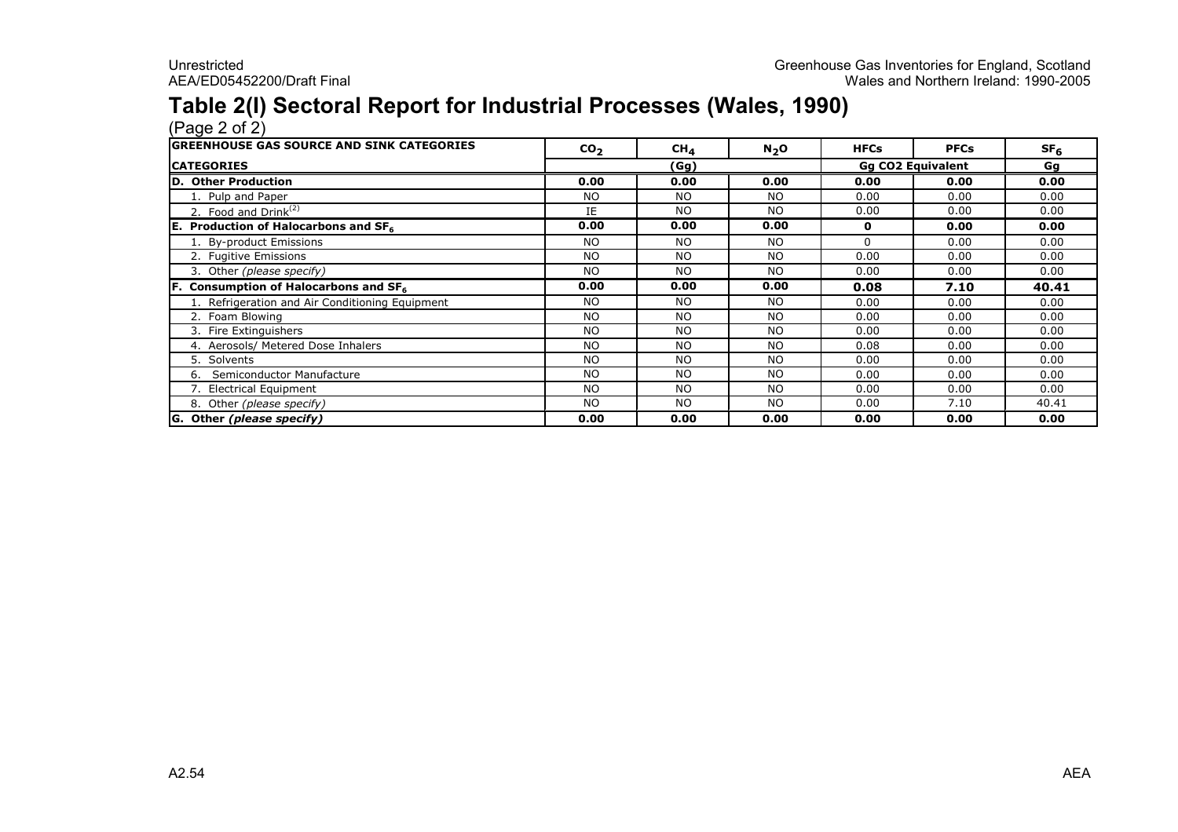# Table 2(I) Sectoral Report for Industrial Processes (Wales, 1990)

(Page 2 of 2)

| GREENHOUSE GAS SOURCE AND SINK CATEGORIES | $CO_2$ | $CH_4$ | $N_2O$ | HFCs | PFCs | $SF_6$ |
|---|---|---|---|---|---|---|
| CATEGORIES | (Gg) | | | Gg CO2 Equivalent | | Gg |
| **D. Other Production** | **0.00** | **0.00** | **0.00** | **0.00** | **0.00** | **0.00** |
| 1. Pulp and Paper | NO | NO | NO | 0.00 | 0.00 | 0.00 |
| 2. Food and Drink[(2)] | IE | NO | NO | 0.00 | 0.00 | 0.00 |
| **E. Production of Halocarbons and $SF_6$** | **0.00** | **0.00** | **0.00** | **0** | **0.00** | **0.00** |
| 1. By-product Emissions | NO | NO | NO | 0 | 0.00 | 0.00 |
| 2. Fugitive Emissions | NO | NO | NO | 0.00 | 0.00 | 0.00 |
| 3. Other *(please specify)* | NO | NO | NO | 0.00 | 0.00 | 0.00 |
| **F. Consumption of Halocarbons and $SF_6$** | **0.00** | **0.00** | **0.00** | **0.08** | **7.10** | **40.41** |
| 1. Refrigeration and Air Conditioning Equipment | NO | NO | NO | 0.00 | 0.00 | 0.00 |
| 2. Foam Blowing | NO | NO | NO | 0.00 | 0.00 | 0.00 |
| 3. Fire Extinguishers | NO | NO | NO | 0.00 | 0.00 | 0.00 |
| 4. Aerosols/ Metered Dose Inhalers | NO | NO | NO | 0.08 | 0.00 | 0.00 |
| 5. Solvents | NO | NO | NO | 0.00 | 0.00 | 0.00 |
| 6. Semiconductor Manufacture | NO | NO | NO | 0.00 | 0.00 | 0.00 |
| 7. Electrical Equipment | NO | NO | NO | 0.00 | 0.00 | 0.00 |
| 8. Other *(please specify)* | NO | NO | NO | 0.00 | 7.10 | 40.41 |
| **G. Other *(please specify)*** | **0.00** | **0.00** | **0.00** | **0.00** | **0.00** | **0.00** |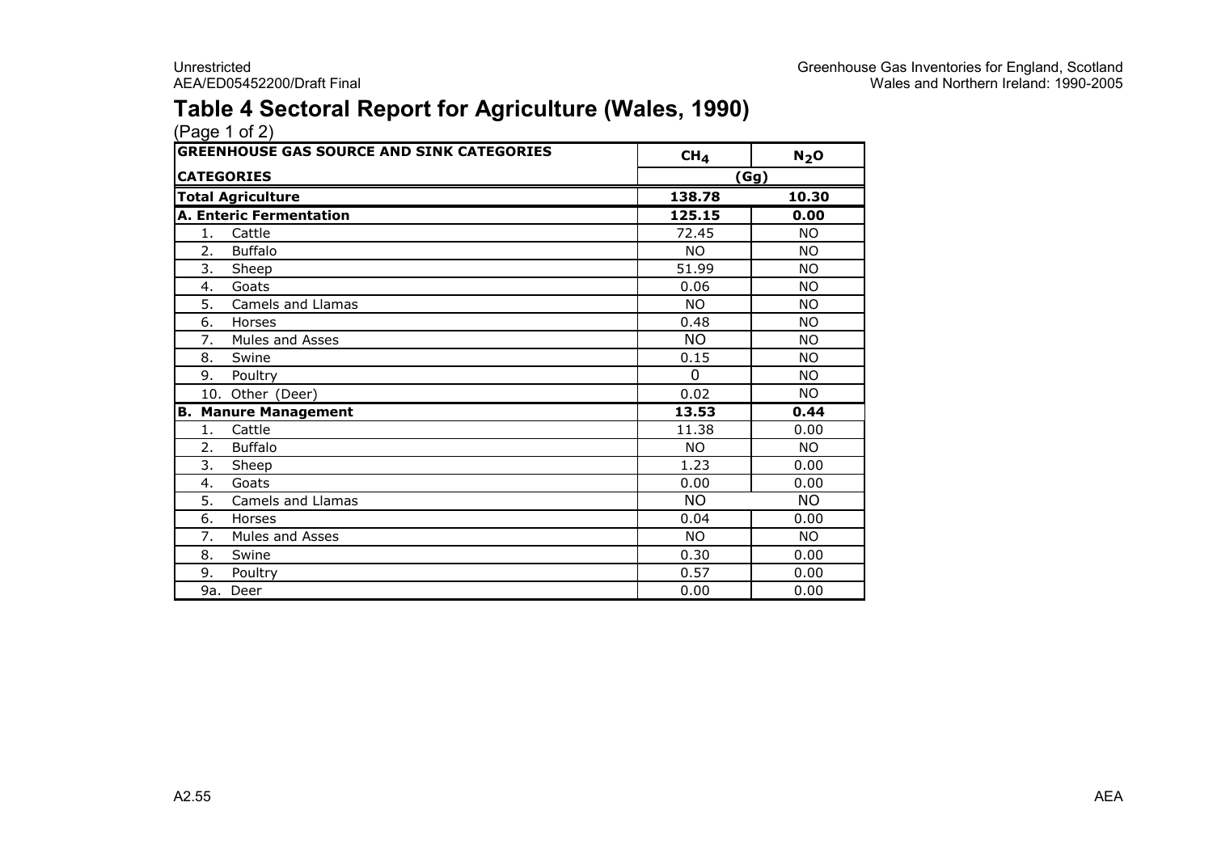# Table 4 Sectoral Report for Agriculture (Wales, 1990)

(Page 1 of 2)

| GREENHOUSE GAS SOURCE AND SINK CATEGORIES | $CH_4$ | $N_2O$ |
|---|---|---|
| **CATEGORIES** | **(Gg)** | |
| **Total Agriculture** | **138.78** | **10.30** |
| **A. Enteric Fermentation** | **125.15** | **0.00** |
| 1. Cattle | 72.45 | NO |
| 2. Buffalo | NO | NO |
| 3. Sheep | 51.99 | NO |
| 4. Goats | 0.06 | NO |
| 5. Camels and Llamas | NO | NO |
| 6. Horses | 0.48 | NO |
| 7. Mules and Asses | NO | NO |
| 8. Swine | 0.15 | NO |
| 9. Poultry | 0 | NO |
| 10. Other (Deer) | 0.02 | NO |
| **B. Manure Management** | **13.53** | **0.44** |
| 1. Cattle | 11.38 | 0.00 |
| 2. Buffalo | NO | NO |
| 3. Sheep | 1.23 | 0.00 |
| 4. Goats | 0.00 | 0.00 |
| 5. Camels and Llamas | NO | NO |
| 6. Horses | 0.04 | 0.00 |
| 7. Mules and Asses | NO | NO |
| 8. Swine | 0.30 | 0.00 |
| 9. Poultry | 0.57 | 0.00 |
| 9a. Deer | 0.00 | 0.00 |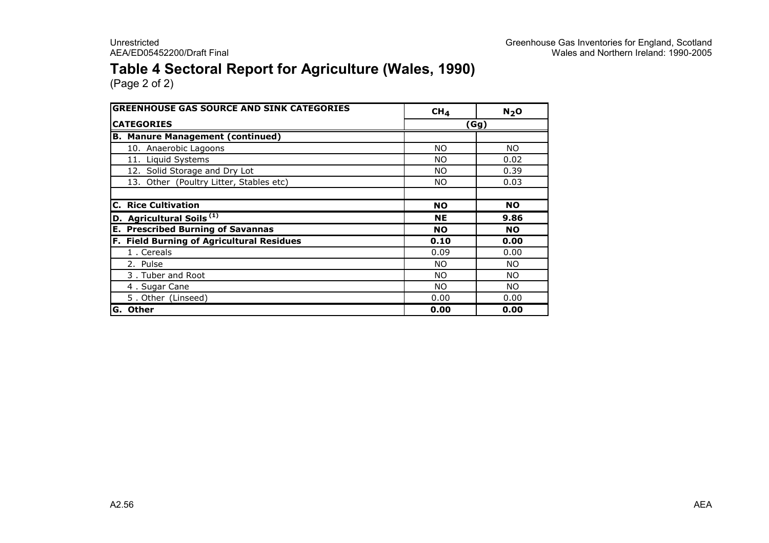# Table 4 Sectoral Report for Agriculture (Wales, 1990)

(Page 2 of 2)

| GREENHOUSE GAS SOURCE AND SINK CATEGORIES | $CH_4$ | $N_2O$ |
|---|---|---|
| CATEGORIES | (Gg) | |
| **B. Manure Management (continued)** | | |
| 10. Anaerobic Lagoons | NO | NO |
| 11. Liquid Systems | NO | 0.02 |
| 12. Solid Storage and Dry Lot | NO | 0.39 |
| 13. Other (Poultry Litter, Stables etc) | NO | 0.03 |
| | | |
| **C. Rice Cultivation** | **NO** | **NO** |
| **D. Agricultural Soils [(1)]** | **NE** | **9.86** |
| **E. Prescribed Burning of Savannas** | **NO** | **NO** |
| **F. Field Burning of Agricultural Residues** | **0.10** | **0.00** |
| 1 . Cereals | 0.09 | 0.00 |
| 2. Pulse | NO | NO |
| 3 . Tuber and Root | NO | NO |
| 4 . Sugar Cane | NO | NO |
| 5 . Other (Linseed) | 0.00 | 0.00 |
| **G. Other** | **0.00** | **0.00** |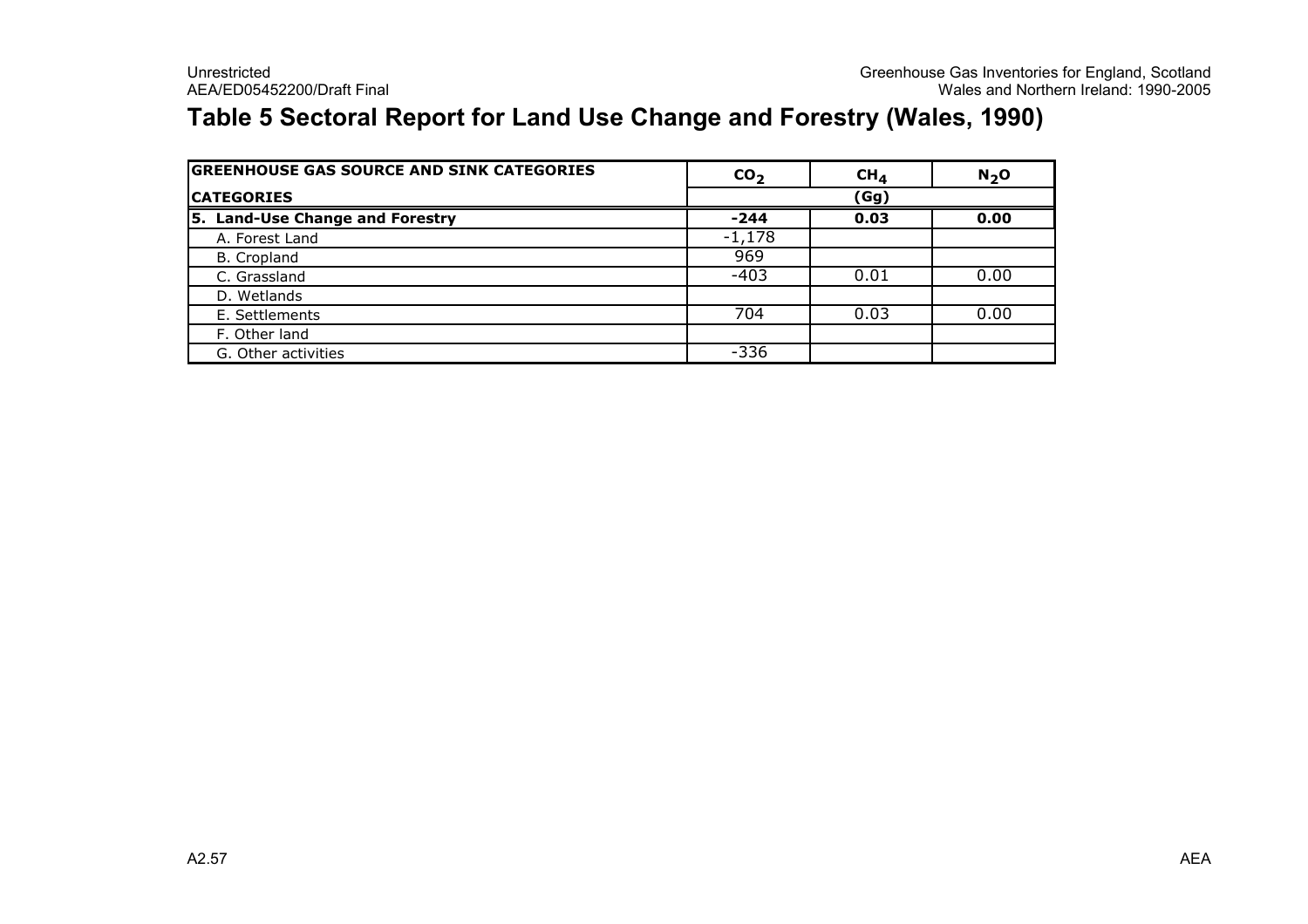# Table 5 Sectoral Report for Land Use Change and Forestry (Wales, 1990)

| GREENHOUSE GAS SOURCE AND SINK CATEGORIES | $CO_2$ | $CH_4$ | $N_2O$ |
|---|---|---|---|
| **CATEGORIES** | **(Gg)** | | |
| **5. Land-Use Change and Forestry** | **-244** | **0.03** | **0.00** |
| A. Forest Land | -1,178 | | |
| B. Cropland | 969 | | |
| C. Grassland | -403 | 0.01 | 0.00 |
| D. Wetlands | | | |
| E. Settlements | 704 | 0.03 | 0.00 |
| F. Other land | | | |
| G. Other activities | -336 | | |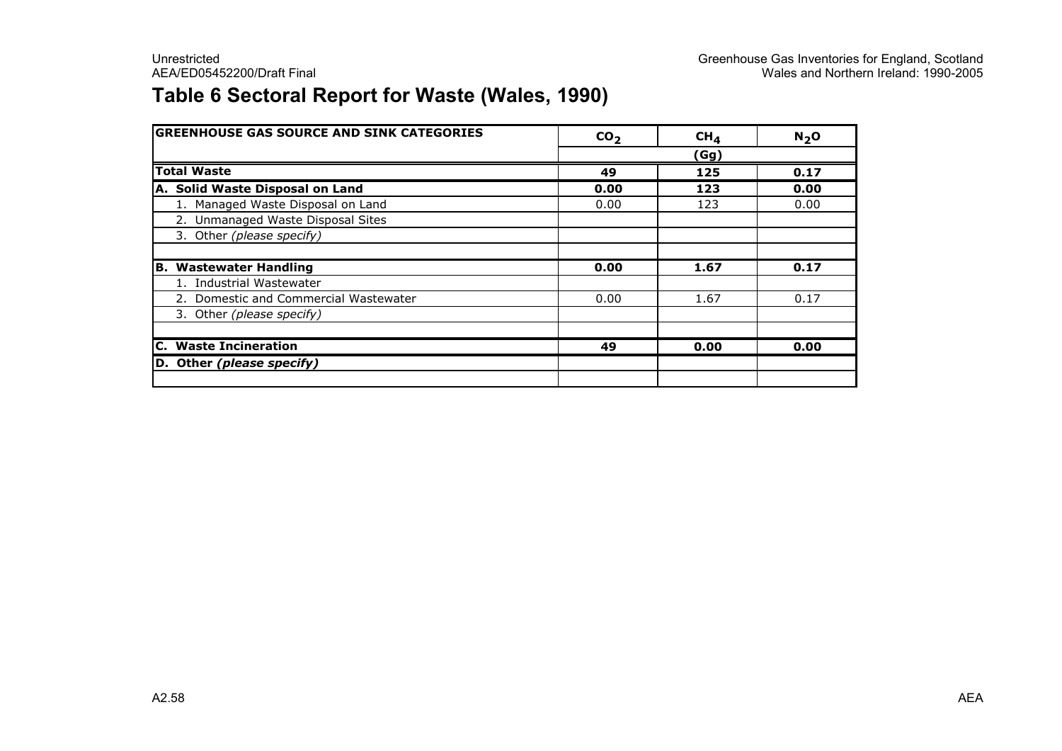# Table 6 Sectoral Report for Waste (Wales, 1990)

| GREENHOUSE GAS SOURCE AND SINK CATEGORIES | $CO_2$ | $CH_4$ | $N_2O$ |
|---|---|---|---|
| | | (Gg) | |
| **Total Waste** | **49** | **125** | **0.17** |
| **A. Solid Waste Disposal on Land** | **0.00** | **123** | **0.00** |
| 1. Managed Waste Disposal on Land | 0.00 | 123 | 0.00 |
| 2. Unmanaged Waste Disposal Sites | | | |
| 3. Other *(please specify)* | | | |
| | | | |
| **B. Wastewater Handling** | **0.00** | **1.67** | **0.17** |
| 1. Industrial Wastewater | | | |
| 2. Domestic and Commercial Wastewater | 0.00 | 1.67 | 0.17 |
| 3. Other *(please specify)* | | | |
| | | | |
| **C. Waste Incineration** | **49** | **0.00** | **0.00** |
| **D. Other *(please specify)*** | | | |
| | | | |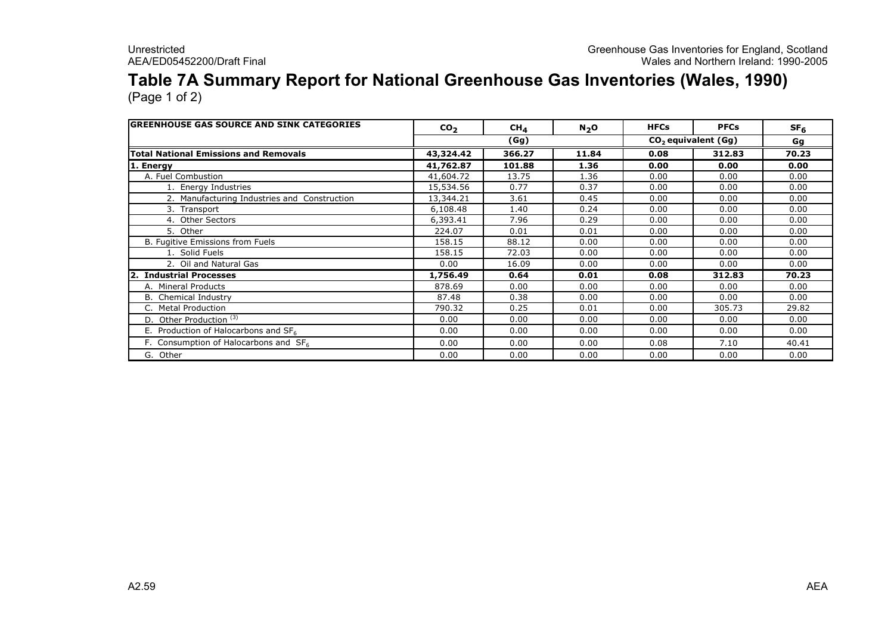# Table 7A Summary Report for National Greenhouse Gas Inventories (Wales, 1990)

(Page 1 of 2)

| GREENHOUSE GAS SOURCE AND SINK CATEGORIES | $CO_2$ | $CH_4$ | $N_2O$ | HFCs | PFCs | $SF_6$ |
|---|---|---|---|---|---|---|
| | (Gg) | | | $CO_2$ equivalent (Gg) | | Gg |
| **Total National Emissions and Removals** | **43,324.42** | **366.27** | **11.84** | **0.08** | **312.83** | **70.23** |
| **1. Energy** | **41,762.87** | **101.88** | **1.36** | **0.00** | **0.00** | **0.00** |
| A. Fuel Combustion | 41,604.72 | 13.75 | 1.36 | 0.00 | 0.00 | 0.00 |
| 1. Energy Industries | 15,534.56 | 0.77 | 0.37 | 0.00 | 0.00 | 0.00 |
| 2. Manufacturing Industries and Construction | 13,344.21 | 3.61 | 0.45 | 0.00 | 0.00 | 0.00 |
| 3. Transport | 6,108.48 | 1.40 | 0.24 | 0.00 | 0.00 | 0.00 |
| 4. Other Sectors | 6,393.41 | 7.96 | 0.29 | 0.00 | 0.00 | 0.00 |
| 5. Other | 224.07 | 0.01 | 0.01 | 0.00 | 0.00 | 0.00 |
| B. Fugitive Emissions from Fuels | 158.15 | 88.12 | 0.00 | 0.00 | 0.00 | 0.00 |
| 1. Solid Fuels | 158.15 | 72.03 | 0.00 | 0.00 | 0.00 | 0.00 |
| 2. Oil and Natural Gas | 0.00 | 16.09 | 0.00 | 0.00 | 0.00 | 0.00 |
| **2. Industrial Processes** | **1,756.49** | **0.64** | **0.01** | **0.08** | **312.83** | **70.23** |
| A. Mineral Products | 878.69 | 0.00 | 0.00 | 0.00 | 0.00 | 0.00 |
| B. Chemical Industry | 87.48 | 0.38 | 0.00 | 0.00 | 0.00 | 0.00 |
| C. Metal Production | 790.32 | 0.25 | 0.01 | 0.00 | 305.73 | 29.82 |
| D. Other Production [(3)] | 0.00 | 0.00 | 0.00 | 0.00 | 0.00 | 0.00 |
| E. Production of Halocarbons and $SF_6$ | 0.00 | 0.00 | 0.00 | 0.00 | 0.00 | 0.00 |
| F. Consumption of Halocarbons and $SF_6$ | 0.00 | 0.00 | 0.00 | 0.08 | 7.10 | 40.41 |
| G. Other | 0.00 | 0.00 | 0.00 | 0.00 | 0.00 | 0.00 |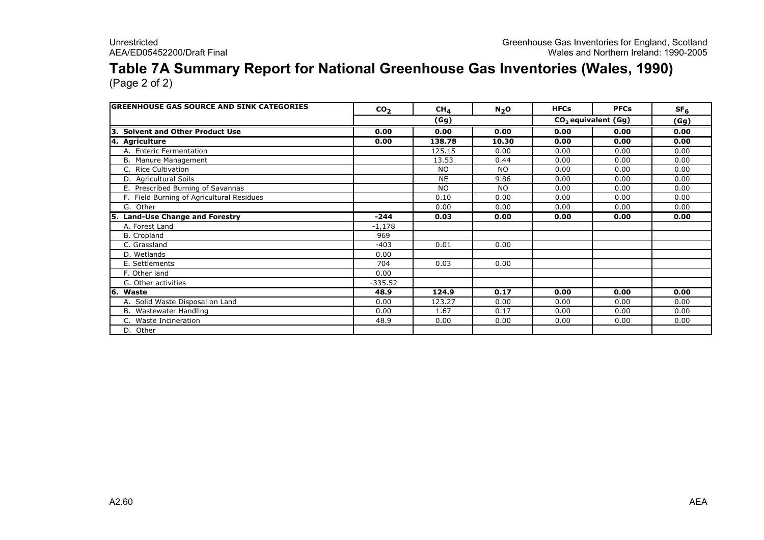# Table 7A Summary Report for National Greenhouse Gas Inventories (Wales, 1990)

(Page 2 of 2)

| GREENHOUSE GAS SOURCE AND SINK CATEGORIES | $CO_2$ | $CH_4$ | $N_2O$ | HFCs | PFCs | $SF_6$ |
|---|---|---|---|---|---|---|
| | | (Gg) | | $CO_2$ equivalent (Gg) | | (Gg) |
| **3. Solvent and Other Product Use** | **0.00** | **0.00** | **0.00** | **0.00** | **0.00** | **0.00** |
| **4. Agriculture** | **0.00** | **138.78** | **10.30** | **0.00** | **0.00** | **0.00** |
| A. Enteric Fermentation | | 125.15 | 0.00 | 0.00 | 0.00 | 0.00 |
| B. Manure Management | | 13.53 | 0.44 | 0.00 | 0.00 | 0.00 |
| C. Rice Cultivation | | NO | NO | 0.00 | 0.00 | 0.00 |
| D. Agricultural Soils | | NE | 9.86 | 0.00 | 0.00 | 0.00 |
| E. Prescribed Burning of Savannas | | NO | NO | 0.00 | 0.00 | 0.00 |
| F. Field Burning of Agricultural Residues | | 0.10 | 0.00 | 0.00 | 0.00 | 0.00 |
| G. Other | | 0.00 | 0.00 | 0.00 | 0.00 | 0.00 |
| **5. Land-Use Change and Forestry** | **-244** | **0.03** | **0.00** | **0.00** | **0.00** | **0.00** |
| A. Forest Land | -1,178 | | | | | |
| B. Cropland | 969 | | | | | |
| C. Grassland | -403 | 0.01 | 0.00 | | | |
| D. Wetlands | 0.00 | | | | | |
| E. Settlements | 704 | 0.03 | 0.00 | | | |
| F. Other land | 0.00 | | | | | |
| G. Other activities | -335.52 | | | | | |
| **6. Waste** | **48.9** | **124.9** | **0.17** | **0.00** | **0.00** | **0.00** |
| A. Solid Waste Disposal on Land | 0.00 | 123.27 | 0.00 | 0.00 | 0.00 | 0.00 |
| B. Wastewater Handling | 0.00 | 1.67 | 0.17 | 0.00 | 0.00 | 0.00 |
| C. Waste Incineration | 48.9 | 0.00 | 0.00 | 0.00 | 0.00 | 0.00 |
| D. Other | | | | | | |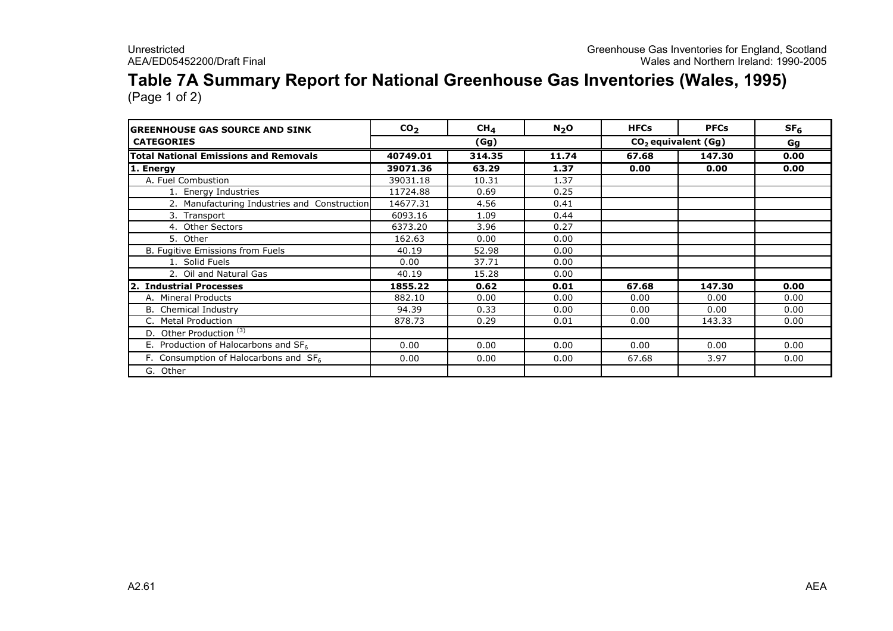# Table 7A Summary Report for National Greenhouse Gas Inventories (Wales, 1995)

(Page 1 of 2)

| GREENHOUSE GAS SOURCE AND SINK CATEGORIES | $CO_2$ | $CH_4$ | $N_2O$ | HFCs | PFCs | $SF_6$ |
|---|---|---|---|---|---|---|
| | (Gg) | | | $CO_2$ equivalent (Gg) | | Gg |
| **Total National Emissions and Removals** | **40749.01** | **314.35** | **11.74** | **67.68** | **147.30** | **0.00** |
| **1. Energy** | **39071.36** | **63.29** | **1.37** | **0.00** | **0.00** | **0.00** |
| A. Fuel Combustion | 39031.18 | 10.31 | 1.37 | | | |
| 1. Energy Industries | 11724.88 | 0.69 | 0.25 | | | |
| 2. Manufacturing Industries and Construction | 14677.31 | 4.56 | 0.41 | | | |
| 3. Transport | 6093.16 | 1.09 | 0.44 | | | |
| 4. Other Sectors | 6373.20 | 3.96 | 0.27 | | | |
| 5. Other | 162.63 | 0.00 | 0.00 | | | |
| B. Fugitive Emissions from Fuels | 40.19 | 52.98 | 0.00 | | | |
| 1. Solid Fuels | 0.00 | 37.71 | 0.00 | | | |
| 2. Oil and Natural Gas | 40.19 | 15.28 | 0.00 | | | |
| **2. Industrial Processes** | **1855.22** | **0.62** | **0.01** | **67.68** | **147.30** | **0.00** |
| A. Mineral Products | 882.10 | 0.00 | 0.00 | 0.00 | 0.00 | 0.00 |
| B. Chemical Industry | 94.39 | 0.33 | 0.00 | 0.00 | 0.00 | 0.00 |
| C. Metal Production | 878.73 | 0.29 | 0.01 | 0.00 | 143.33 | 0.00 |
| D. Other Production [(3)] | | | | | | |
| E. Production of Halocarbons and $SF_6$ | 0.00 | 0.00 | 0.00 | 0.00 | 0.00 | 0.00 |
| F. Consumption of Halocarbons and $SF_6$ | 0.00 | 0.00 | 0.00 | 67.68 | 3.97 | 0.00 |
| G. Other | | | | | | |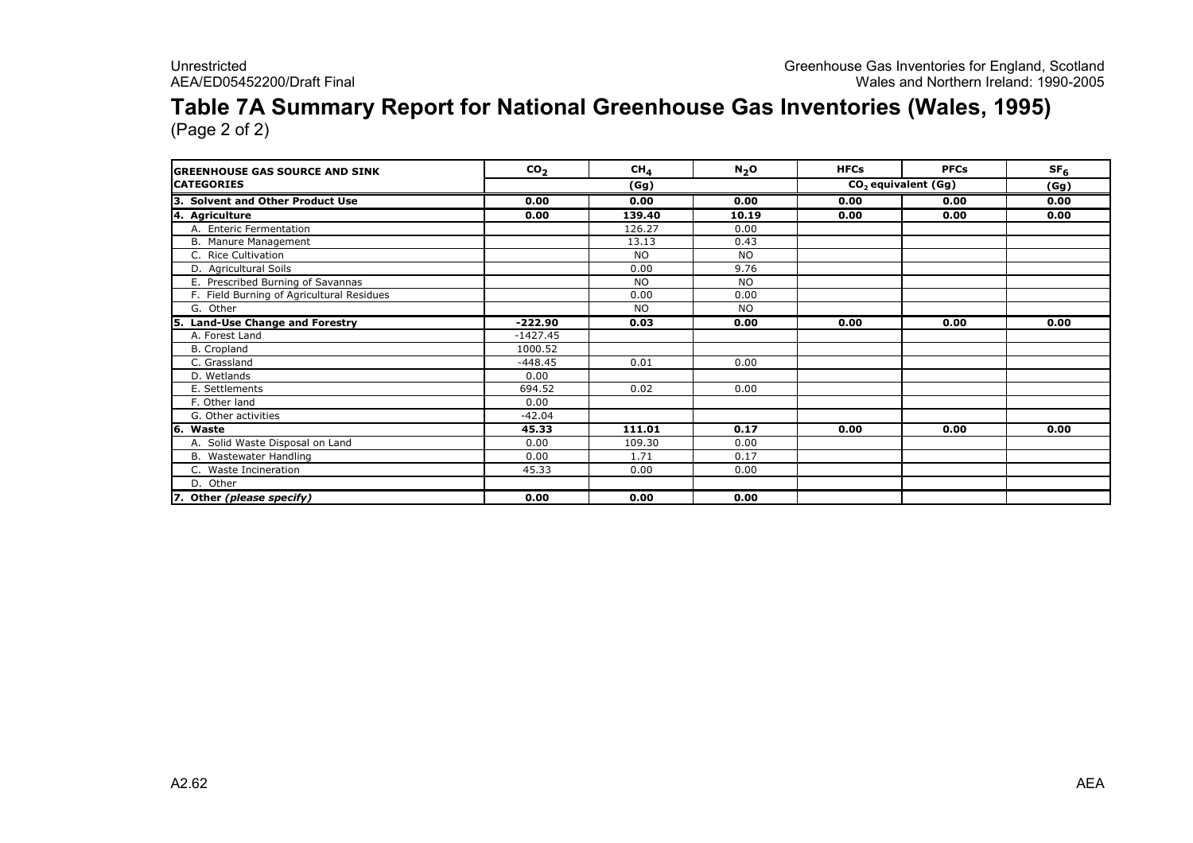# Table 7A Summary Report for National Greenhouse Gas Inventories (Wales, 1995)

(Page 2 of 2)

| GREENHOUSE GAS SOURCE AND SINK CATEGORIES | $CO_2$ | $CH_4$ | $N_2O$ | HFCs | PFCs | $SF_6$ |
|---|---|---|---|---|---|---|
| | (Gg) | | | $CO_2$ equivalent (Gg) | | (Gg) |
| **3. Solvent and Other Product Use** | **0.00** | **0.00** | **0.00** | **0.00** | **0.00** | **0.00** |
| **4. Agriculture** | **0.00** | **139.40** | **10.19** | **0.00** | **0.00** | **0.00** |
| A. Enteric Fermentation | | 126.27 | 0.00 | | | |
| B. Manure Management | | 13.13 | 0.43 | | | |
| C. Rice Cultivation | | NO | NO | | | |
| D. Agricultural Soils | | 0.00 | 9.76 | | | |
| E. Prescribed Burning of Savannas | | NO | NO | | | |
| F. Field Burning of Agricultural Residues | | 0.00 | 0.00 | | | |
| G. Other | | NO | NO | | | |
| **5. Land-Use Change and Forestry** | **-222.90** | **0.03** | **0.00** | **0.00** | **0.00** | **0.00** |
| A. Forest Land | -1427.45 | | | | | |
| B. Cropland | 1000.52 | | | | | |
| C. Grassland | -448.45 | 0.01 | 0.00 | | | |
| D. Wetlands | 0.00 | | | | | |
| E. Settlements | 694.52 | 0.02 | 0.00 | | | |
| F. Other land | 0.00 | | | | | |
| G. Other activities | -42.04 | | | | | |
| **6. Waste** | **45.33** | **111.01** | **0.17** | **0.00** | **0.00** | **0.00** |
| A. Solid Waste Disposal on Land | 0.00 | 109.30 | 0.00 | | | |
| B. Wastewater Handling | 0.00 | 1.71 | 0.17 | | | |
| C. Waste Incineration | 45.33 | 0.00 | 0.00 | | | |
| D. Other | | | | | | |
| **7. Other *(please specify)*** | **0.00** | **0.00** | **0.00** | | | |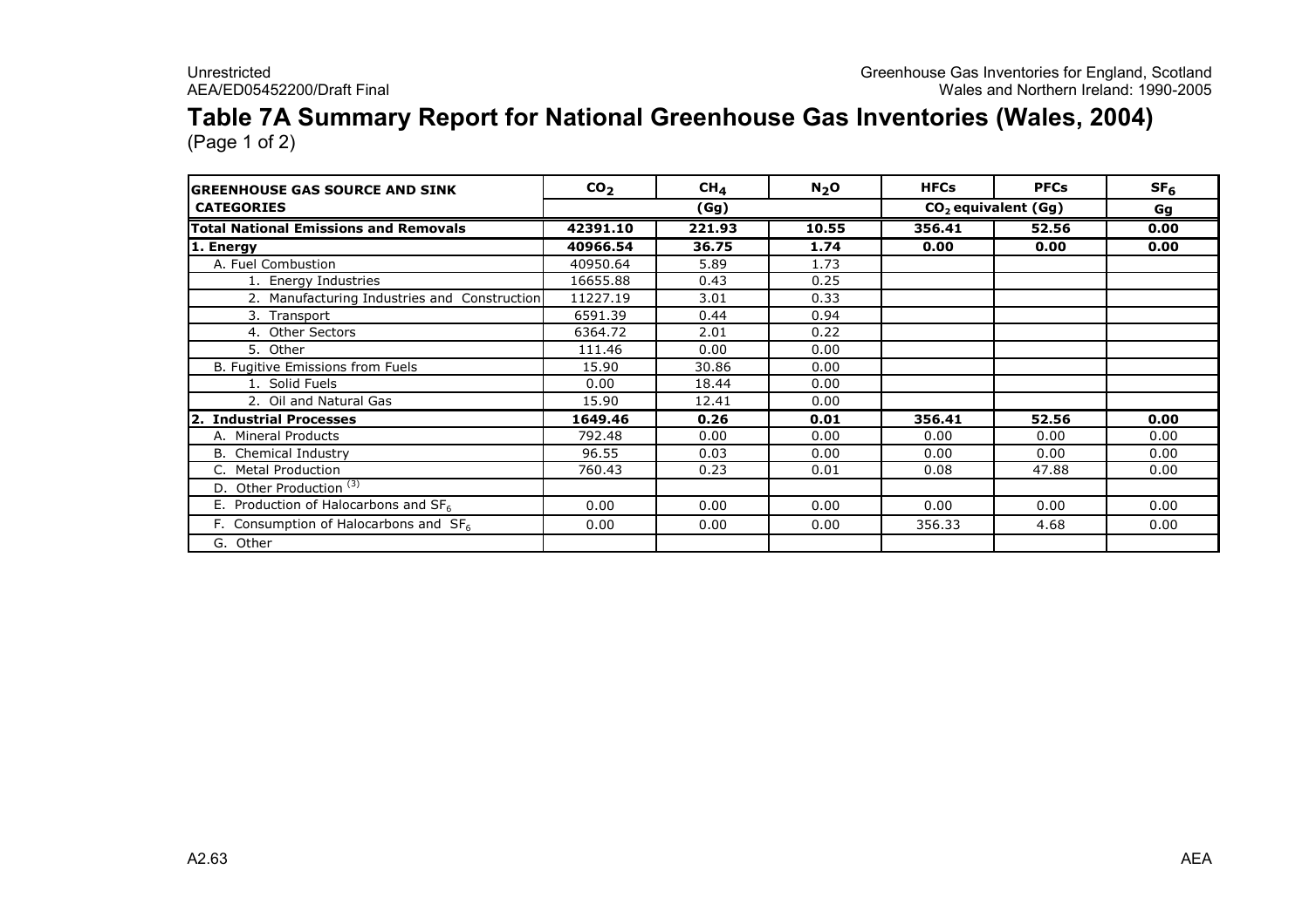# Table 7A Summary Report for National Greenhouse Gas Inventories (Wales, 2004)

(Page 1 of 2)

| GREENHOUSE GAS SOURCE AND SINK CATEGORIES | $CO_2$ | $CH_4$ | $N_2O$ | HFCs | PFCs | $SF_6$ |
|---|---|---|---|---|---|---|
| | (Gg) | | | $CO_2$ equivalent (Gg) | | Gg |
| **Total National Emissions and Removals** | **42391.10** | **221.93** | **10.55** | **356.41** | **52.56** | **0.00** |
| **1. Energy** | **40966.54** | **36.75** | **1.74** | **0.00** | **0.00** | **0.00** |
| A. Fuel Combustion | 40950.64 | 5.89 | 1.73 | | | |
| 1. Energy Industries | 16655.88 | 0.43 | 0.25 | | | |
| 2. Manufacturing Industries and Construction | 11227.19 | 3.01 | 0.33 | | | |
| 3. Transport | 6591.39 | 0.44 | 0.94 | | | |
| 4. Other Sectors | 6364.72 | 2.01 | 0.22 | | | |
| 5. Other | 111.46 | 0.00 | 0.00 | | | |
| B. Fugitive Emissions from Fuels | 15.90 | 30.86 | 0.00 | | | |
| 1. Solid Fuels | 0.00 | 18.44 | 0.00 | | | |
| 2. Oil and Natural Gas | 15.90 | 12.41 | 0.00 | | | |
| **2. Industrial Processes** | **1649.46** | **0.26** | **0.01** | **356.41** | **52.56** | **0.00** |
| A. Mineral Products | 792.48 | 0.00 | 0.00 | 0.00 | 0.00 | 0.00 |
| B. Chemical Industry | 96.55 | 0.03 | 0.00 | 0.00 | 0.00 | 0.00 |
| C. Metal Production | 760.43 | 0.23 | 0.01 | 0.08 | 47.88 | 0.00 |
| D. Other Production [(3)] | | | | | | |
| E. Production of Halocarbons and $SF_6$ | 0.00 | 0.00 | 0.00 | 0.00 | 0.00 | 0.00 |
| F. Consumption of Halocarbons and $SF_6$ | 0.00 | 0.00 | 0.00 | 356.33 | 4.68 | 0.00 |
| G. Other | | | | | | |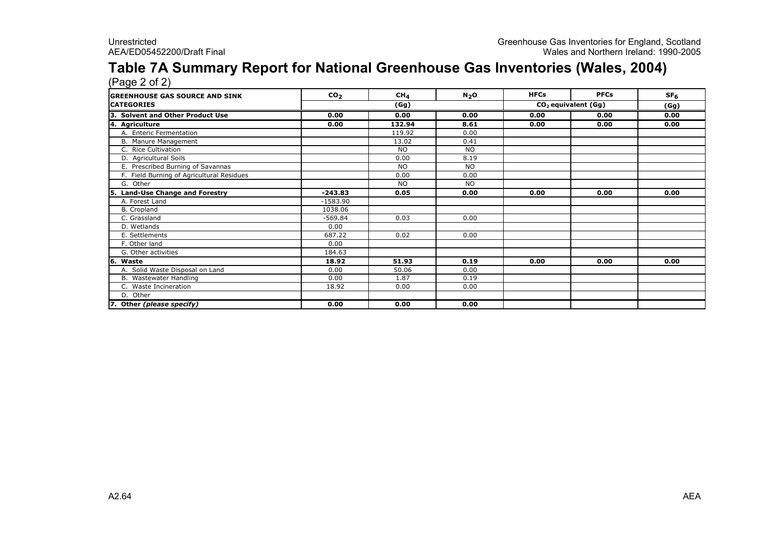# Table 7A Summary Report for National Greenhouse Gas Inventories (Wales, 2004)

(Page 2 of 2)

| GREENHOUSE GAS SOURCE AND SINK CATEGORIES | $CO_2$ | $CH_4$ | $N_2O$ | HFCs | PFCs | $SF_6$ |
|---|---|---|---|---|---|---|
| | (Gg) | | | $CO_2$ equivalent (Gg) | | (Gg) |
| **3. Solvent and Other Product Use** | **0.00** | **0.00** | **0.00** | **0.00** | **0.00** | **0.00** |
| **4. Agriculture** | **0.00** | **132.94** | **8.61** | **0.00** | **0.00** | **0.00** |
| A. Enteric Fermentation | | 119.92 | 0.00 | | | |
| B. Manure Management | | 13.02 | 0.41 | | | |
| C. Rice Cultivation | | NO | NO | | | |
| D. Agricultural Soils | | 0.00 | 8.19 | | | |
| E. Prescribed Burning of Savannas | | NO | NO | | | |
| F. Field Burning of Agricultural Residues | | 0.00 | 0.00 | | | |
| G. Other | | NO | NO | | | |
| **5. Land-Use Change and Forestry** | **-243.83** | **0.05** | **0.00** | **0.00** | **0.00** | **0.00** |
| A. Forest Land | -1583.90 | | | | | |
| B. Cropland | 1038.06 | | | | | |
| C. Grassland | -569.84 | 0.03 | 0.00 | | | |
| D. Wetlands | 0.00 | | | | | |
| E. Settlements | 687.22 | 0.02 | 0.00 | | | |
| F. Other land | 0.00 | | | | | |
| G. Other activities | 184.63 | | | | | |
| **6. Waste** | **18.92** | **51.93** | **0.19** | **0.00** | **0.00** | **0.00** |
| A. Solid Waste Disposal on Land | 0.00 | 50.06 | 0.00 | | | |
| B. Wastewater Handling | 0.00 | 1.87 | 0.19 | | | |
| C. Waste Incineration | 18.92 | 0.00 | 0.00 | | | |
| D. Other | | | | | | |
| **7. Other *(please specify)*** | **0.00** | **0.00** | **0.00** | | | |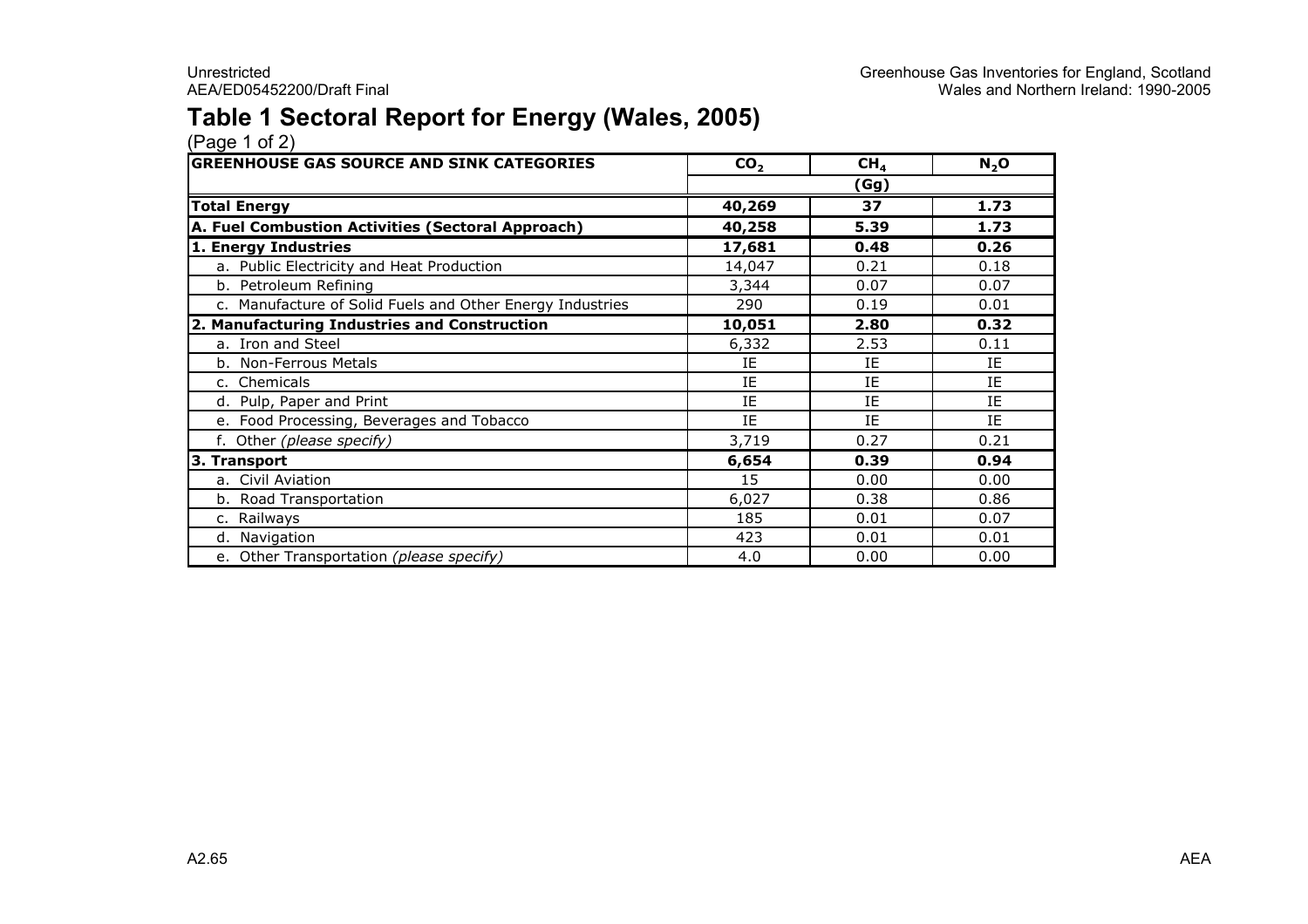# Table 1 Sectoral Report for Energy (Wales, 2005)

(Page 1 of 2)

| GREENHOUSE GAS SOURCE AND SINK CATEGORIES | $CO_2$ | $CH_4$ | $N_2O$ |
|---|---|---|---|
| | (Gg) | | |
| **Total Energy** | **40,269** | **37** | **1.73** |
| **A. Fuel Combustion Activities (Sectoral Approach)** | **40,258** | **5.39** | **1.73** |
| **1. Energy Industries** | **17,681** | **0.48** | **0.26** |
| a. Public Electricity and Heat Production | 14,047 | 0.21 | 0.18 |
| b. Petroleum Refining | 3,344 | 0.07 | 0.07 |
| c. Manufacture of Solid Fuels and Other Energy Industries | 290 | 0.19 | 0.01 |
| **2. Manufacturing Industries and Construction** | **10,051** | **2.80** | **0.32** |
| a. Iron and Steel | 6,332 | 2.53 | 0.11 |
| b. Non-Ferrous Metals | IE | IE | IE |
| c. Chemicals | IE | IE | IE |
| d. Pulp, Paper and Print | IE | IE | IE |
| e. Food Processing, Beverages and Tobacco | IE | IE | IE |
| f. Other *(please specify)* | 3,719 | 0.27 | 0.21 |
| **3. Transport** | **6,654** | **0.39** | **0.94** |
| a. Civil Aviation | 15 | 0.00 | 0.00 |
| b. Road Transportation | 6,027 | 0.38 | 0.86 |
| c. Railways | 185 | 0.01 | 0.07 |
| d. Navigation | 423 | 0.01 | 0.01 |
| e. Other Transportation *(please specify)* | 4.0 | 0.00 | 0.00 |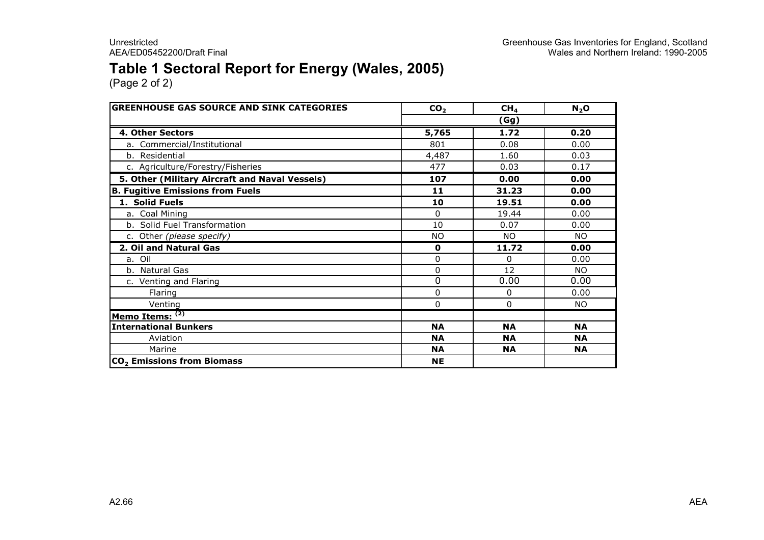# Table 1 Sectoral Report for Energy (Wales, 2005)

(Page 2 of 2)

| GREENHOUSE GAS SOURCE AND SINK CATEGORIES | $CO_2$ | $CH_4$ | $N_2O$ |
|---|---|---|---|
| | | (Gg) | |
| **4. Other Sectors** | **5,765** | **1.72** | **0.20** |
| a. Commercial/Institutional | 801 | 0.08 | 0.00 |
| b. Residential | 4,487 | 1.60 | 0.03 |
| c. Agriculture/Forestry/Fisheries | 477 | 0.03 | 0.17 |
| **5. Other (Military Aircraft and Naval Vessels)** | **107** | **0.00** | **0.00** |
| **B. Fugitive Emissions from Fuels** | **11** | **31.23** | **0.00** |
| **1. Solid Fuels** | **10** | **19.51** | **0.00** |
| a. Coal Mining | 0 | 19.44 | 0.00 |
| b. Solid Fuel Transformation | 10 | 0.07 | 0.00 |
| c. Other *(please specify)* | NO | NO | NO |
| **2. Oil and Natural Gas** | **0** | **11.72** | **0.00** |
| a. Oil | 0 | 0 | 0.00 |
| b. Natural Gas | 0 | 12 | NO |
| c. Venting and Flaring | 0 | 0.00 | 0.00 |
| Flaring | 0 | 0 | 0.00 |
| Venting | 0 | 0 | NO |
| **Memo Items:** [2] | | | |
| **International Bunkers** | **NA** | **NA** | **NA** |
| Aviation | **NA** | **NA** | **NA** |
| Marine | **NA** | **NA** | **NA** |
| **$CO_2$ Emissions from Biomass** | **NE** | | |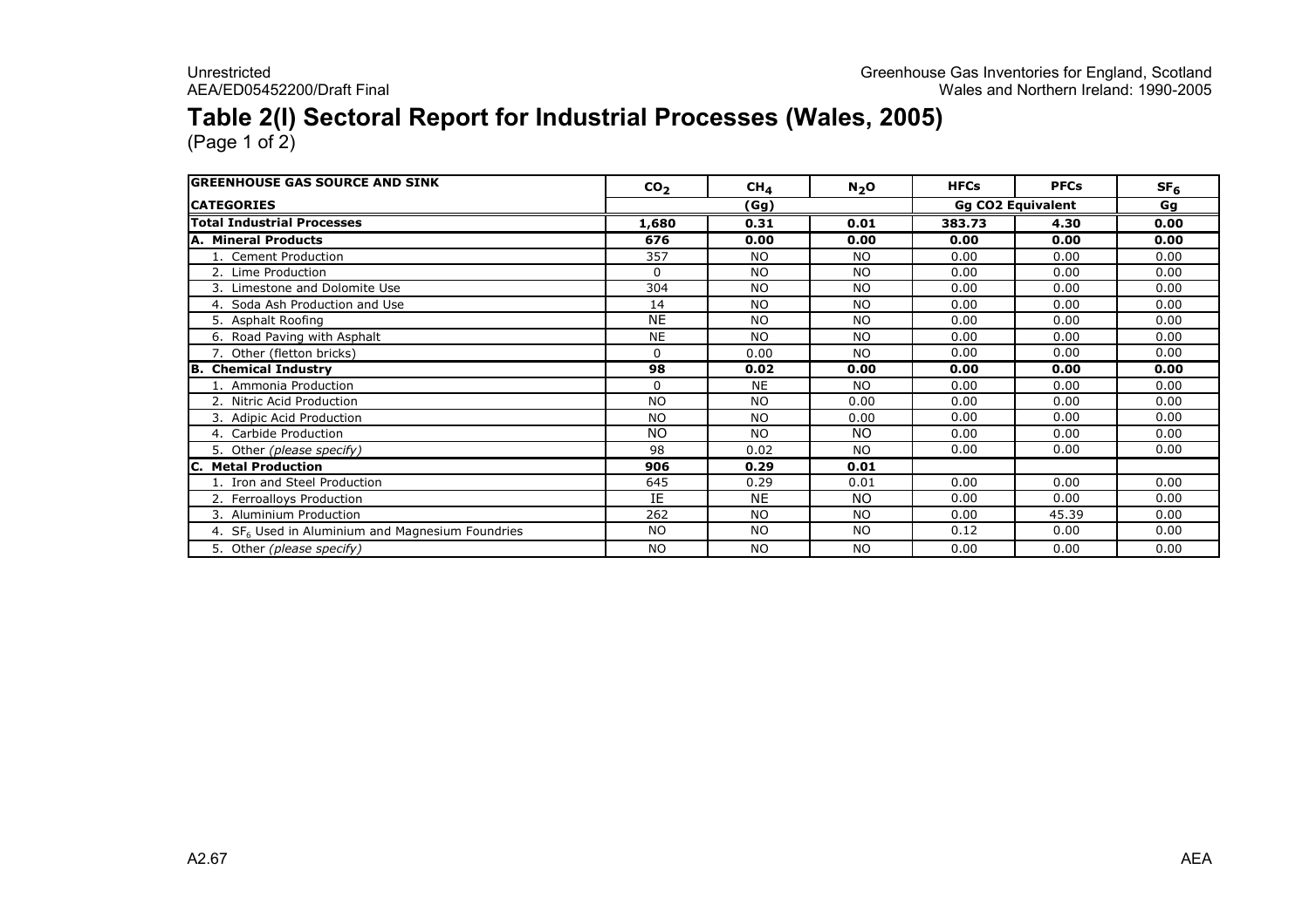# Table 2(I) Sectoral Report for Industrial Processes (Wales, 2005)

(Page 1 of 2)

| GREENHOUSE GAS SOURCE AND SINK | $CO_2$ | $CH_4$ | $N_2O$ | HFCs | PFCs | $SF_6$ |
|---|---|---|---|---|---|---|
| **CATEGORIES** | | **(Gg)** | | **Gg CO2 Equivalent** | | **Gg** |
| **Total Industrial Processes** | **1,680** | **0.31** | **0.01** | **383.73** | **4.30** | **0.00** |
| **A. Mineral Products** | **676** | **0.00** | **0.00** | **0.00** | **0.00** | **0.00** |
| 1. Cement Production | 357 | NO | NO | 0.00 | 0.00 | 0.00 |
| 2. Lime Production | 0 | NO | NO | 0.00 | 0.00 | 0.00 |
| 3. Limestone and Dolomite Use | 304 | NO | NO | 0.00 | 0.00 | 0.00 |
| 4. Soda Ash Production and Use | 14 | NO | NO | 0.00 | 0.00 | 0.00 |
| 5. Asphalt Roofing | NE | NO | NO | 0.00 | 0.00 | 0.00 |
| 6. Road Paving with Asphalt | NE | NO | NO | 0.00 | 0.00 | 0.00 |
| 7. Other (fletton bricks) | 0 | 0.00 | NO | 0.00 | 0.00 | 0.00 |
| **B. Chemical Industry** | **98** | **0.02** | **0.00** | **0.00** | **0.00** | **0.00** |
| 1. Ammonia Production | 0 | NE | NO | 0.00 | 0.00 | 0.00 |
| 2. Nitric Acid Production | NO | NO | 0.00 | 0.00 | 0.00 | 0.00 |
| 3. Adipic Acid Production | NO | NO | 0.00 | 0.00 | 0.00 | 0.00 |
| 4. Carbide Production | NO | NO | NO | 0.00 | 0.00 | 0.00 |
| 5. Other *(please specify)* | 98 | 0.02 | NO | 0.00 | 0.00 | 0.00 |
| **C. Metal Production** | **906** | **0.29** | **0.01** | | | |
| 1. Iron and Steel Production | 645 | 0.29 | 0.01 | 0.00 | 0.00 | 0.00 |
| 2. Ferroalloys Production | IE | NE | NO | 0.00 | 0.00 | 0.00 |
| 3. Aluminium Production | 262 | NO | NO | 0.00 | 45.39 | 0.00 |
| 4. $SF_6$ Used in Aluminium and Magnesium Foundries | NO | NO | NO | 0.12 | 0.00 | 0.00 |
| 5. Other *(please specify)* | NO | NO | NO | 0.00 | 0.00 | 0.00 |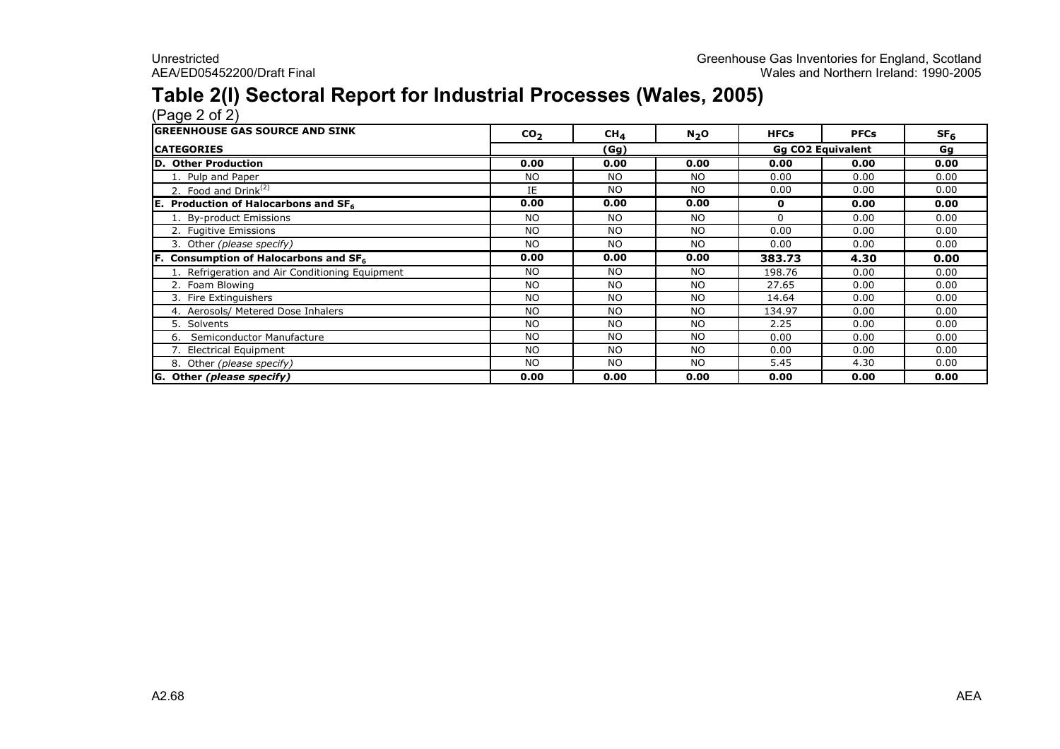# Table 2(I) Sectoral Report for Industrial Processes (Wales, 2005)

(Page 2 of 2)

| GREENHOUSE GAS SOURCE AND SINK | $CO_2$ | $CH_4$ | $N_2O$ | HFCs | PFCs | $SF_6$ |
|---|---|---|---|---|---|---|
| CATEGORIES | (Gg) | | | Gg CO2 Equivalent | | Gg |
| **D. Other Production** | **0.00** | **0.00** | **0.00** | **0.00** | **0.00** | **0.00** |
| 1. Pulp and Paper | NO | NO | NO | 0.00 | 0.00 | 0.00 |
| 2. Food and Drink[(2)] | IE | NO | NO | 0.00 | 0.00 | 0.00 |
| **E. Production of Halocarbons and $SF_6$** | **0.00** | **0.00** | **0.00** | **0** | **0.00** | **0.00** |
| 1. By-product Emissions | NO | NO | NO | 0 | 0.00 | 0.00 |
| 2. Fugitive Emissions | NO | NO | NO | 0.00 | 0.00 | 0.00 |
| 3. Other *(please specify)* | NO | NO | NO | 0.00 | 0.00 | 0.00 |
| **F. Consumption of Halocarbons and $SF_6$** | **0.00** | **0.00** | **0.00** | **383.73** | **4.30** | **0.00** |
| 1. Refrigeration and Air Conditioning Equipment | NO | NO | NO | 198.76 | 0.00 | 0.00 |
| 2. Foam Blowing | NO | NO | NO | 27.65 | 0.00 | 0.00 |
| 3. Fire Extinguishers | NO | NO | NO | 14.64 | 0.00 | 0.00 |
| 4. Aerosols/ Metered Dose Inhalers | NO | NO | NO | 134.97 | 0.00 | 0.00 |
| 5. Solvents | NO | NO | NO | 2.25 | 0.00 | 0.00 |
| 6. Semiconductor Manufacture | NO | NO | NO | 0.00 | 0.00 | 0.00 |
| 7. Electrical Equipment | NO | NO | NO | 0.00 | 0.00 | 0.00 |
| 8. Other *(please specify)* | NO | NO | NO | 5.45 | 4.30 | 0.00 |
| **G. Other *(please specify)*** | **0.00** | **0.00** | **0.00** | **0.00** | **0.00** | **0.00** |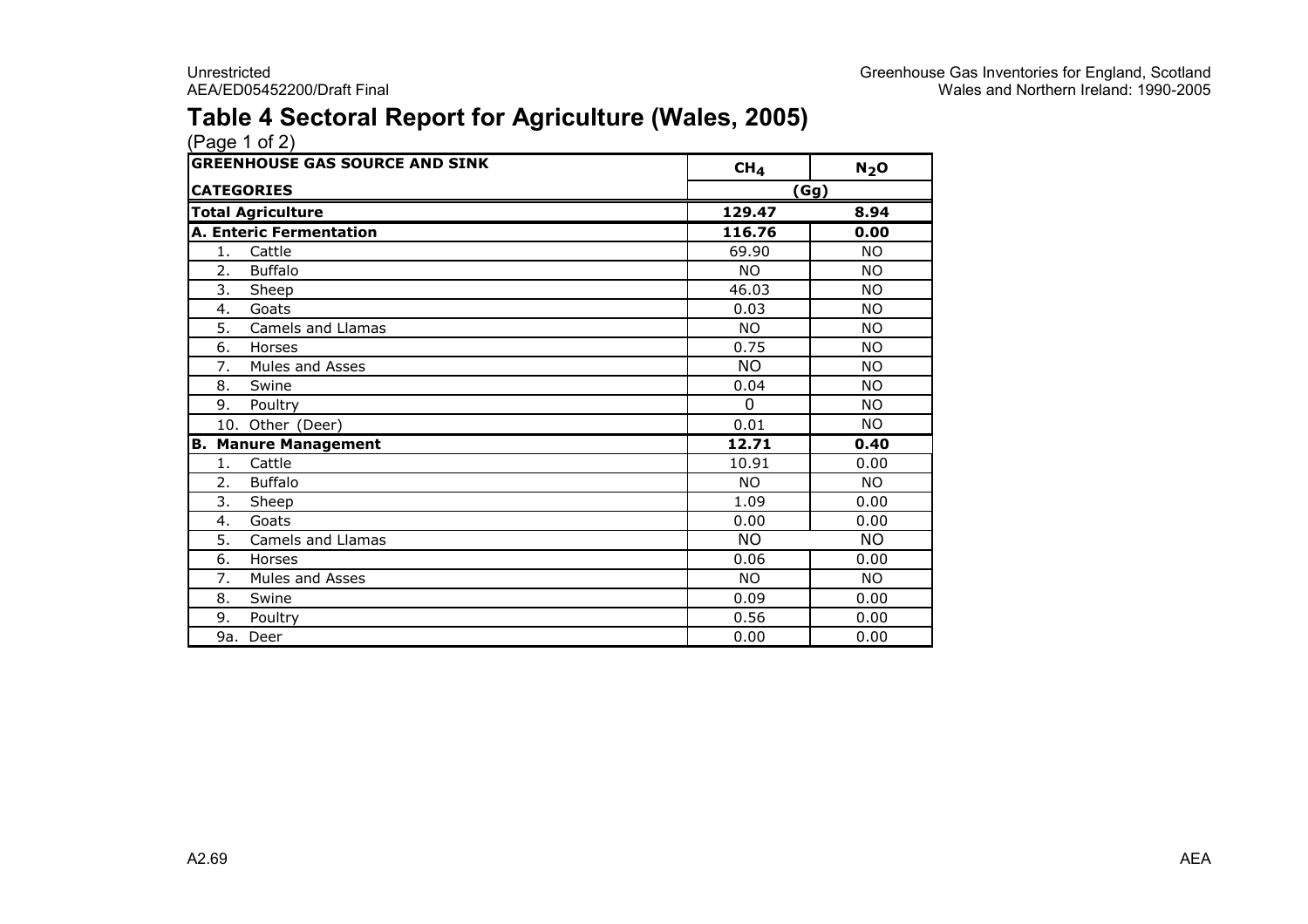# Table 4 Sectoral Report for Agriculture (Wales, 2005)

(Page 1 of 2)

| GREENHOUSE GAS SOURCE AND SINK | $CH_4$ | $N_2O$ |
|---|---|---|
| CATEGORIES | (Gg) | |
| **Total Agriculture** | **129.47** | **8.94** |
| **A. Enteric Fermentation** | **116.76** | **0.00** |
| 1. Cattle | 69.90 | NO |
| 2. Buffalo | NO | NO |
| 3. Sheep | 46.03 | NO |
| 4. Goats | 0.03 | NO |
| 5. Camels and Llamas | NO | NO |
| 6. Horses | 0.75 | NO |
| 7. Mules and Asses | NO | NO |
| 8. Swine | 0.04 | NO |
| 9. Poultry | 0 | NO |
| 10. Other (Deer) | 0.01 | NO |
| **B. Manure Management** | **12.71** | **0.40** |
| 1. Cattle | 10.91 | 0.00 |
| 2. Buffalo | NO | NO |
| 3. Sheep | 1.09 | 0.00 |
| 4. Goats | 0.00 | 0.00 |
| 5. Camels and Llamas | NO | NO |
| 6. Horses | 0.06 | 0.00 |
| 7. Mules and Asses | NO | NO |
| 8. Swine | 0.09 | 0.00 |
| 9. Poultry | 0.56 | 0.00 |
| 9a. Deer | 0.00 | 0.00 |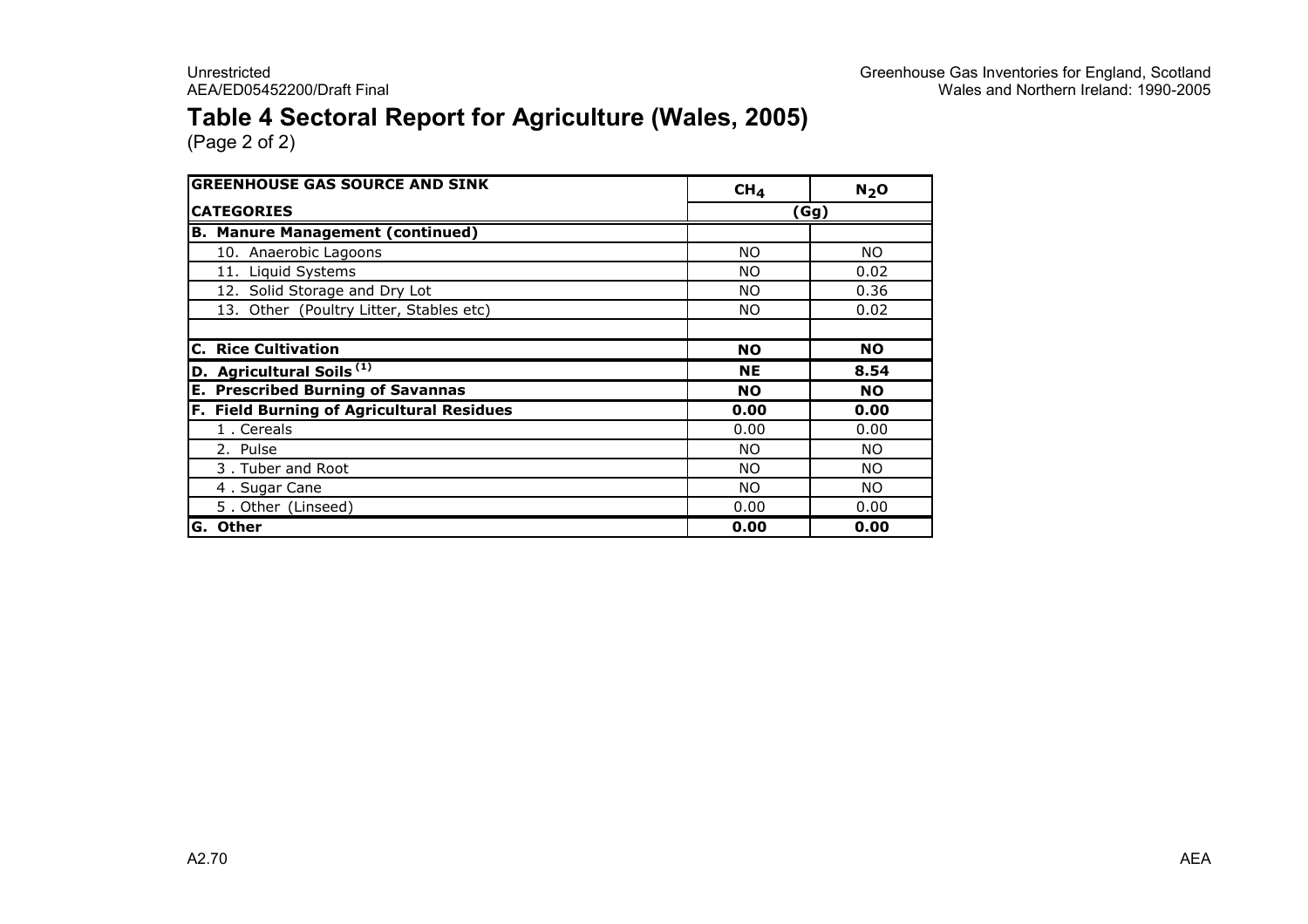# Table 4 Sectoral Report for Agriculture (Wales, 2005)

(Page 2 of 2)

| GREENHOUSE GAS SOURCE AND SINK | $CH_4$ | $N_2O$ |
|---|---|---|
| CATEGORIES | (Gg) | |
| **B. Manure Management (continued)** | | |
| 10. Anaerobic Lagoons | NO | NO |
| 11. Liquid Systems | NO | 0.02 |
| 12. Solid Storage and Dry Lot | NO | 0.36 |
| 13. Other (Poultry Litter, Stables etc) | NO | 0.02 |
| | | |
| **C. Rice Cultivation** | **NO** | **NO** |
| **D. Agricultural Soils [1]** | **NE** | **8.54** |
| **E. Prescribed Burning of Savannas** | **NO** | **NO** |
| **F. Field Burning of Agricultural Residues** | **0.00** | **0.00** |
| 1 . Cereals | 0.00 | 0.00 |
| 2. Pulse | NO | NO |
| 3 . Tuber and Root | NO | NO |
| 4 . Sugar Cane | NO | NO |
| 5 . Other (Linseed) | 0.00 | 0.00 |
| **G. Other** | **0.00** | **0.00** |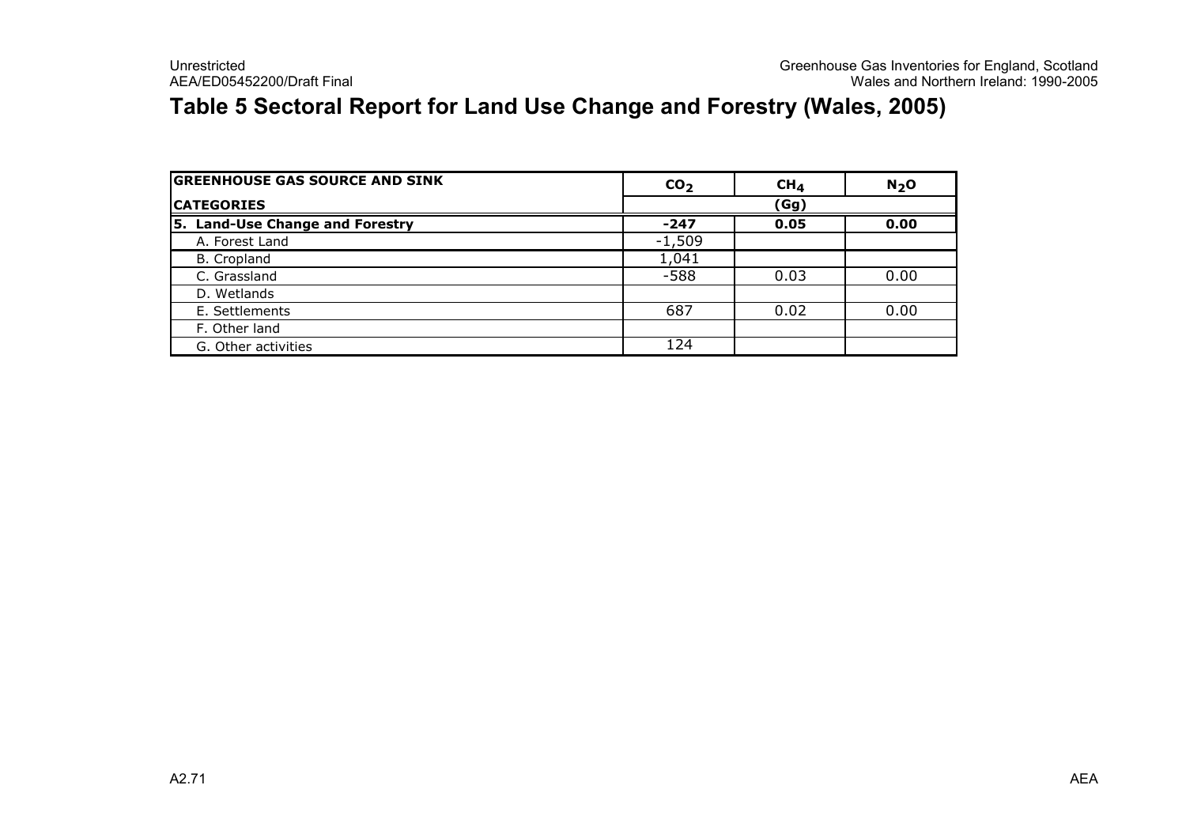# Table 5 Sectoral Report for Land Use Change and Forestry (Wales, 2005)

| GREENHOUSE GAS SOURCE AND SINK | $CO_2$ | $CH_4$ | $N_2O$ |
|---|---|---|---|
| **CATEGORIES** | **(Gg)** | | |
| **5. Land-Use Change and Forestry** | **-247** | **0.05** | **0.00** |
| A. Forest Land | -1,509 | | |
| B. Cropland | 1,041 | | |
| C. Grassland | -588 | 0.03 | 0.00 |
| D. Wetlands | | | |
| E. Settlements | 687 | 0.02 | 0.00 |
| F. Other land | | | |
| G. Other activities | 124 | | |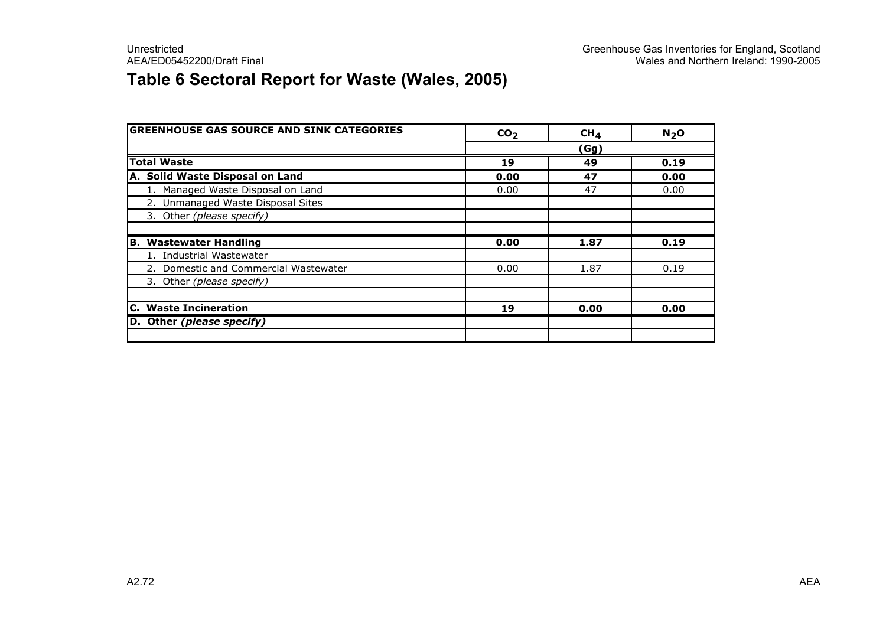## Table 6 Sectoral Report for Waste (Wales, 2005)

| GREENHOUSE GAS SOURCE AND SINK CATEGORIES | $CO_2$ | $CH_4$ | $N_2O$ |
|---|---|---|---|
| | (Gg) | | |
| **Total Waste** | **19** | **49** | **0.19** |
| **A. Solid Waste Disposal on Land** | **0.00** | **47** | **0.00** |
| 1. Managed Waste Disposal on Land | 0.00 | 47 | 0.00 |
| 2. Unmanaged Waste Disposal Sites | | | |
| 3. Other *(please specify)* | | | |
| | | | |
| **B. Wastewater Handling** | **0.00** | **1.87** | **0.19** |
| 1. Industrial Wastewater | | | |
| 2. Domestic and Commercial Wastewater | 0.00 | 1.87 | 0.19 |
| 3. Other *(please specify)* | | | |
| | | | |
| **C. Waste Incineration** | **19** | **0.00** | **0.00** |
| **D. Other *(please specify)*** | | | |
| | | | |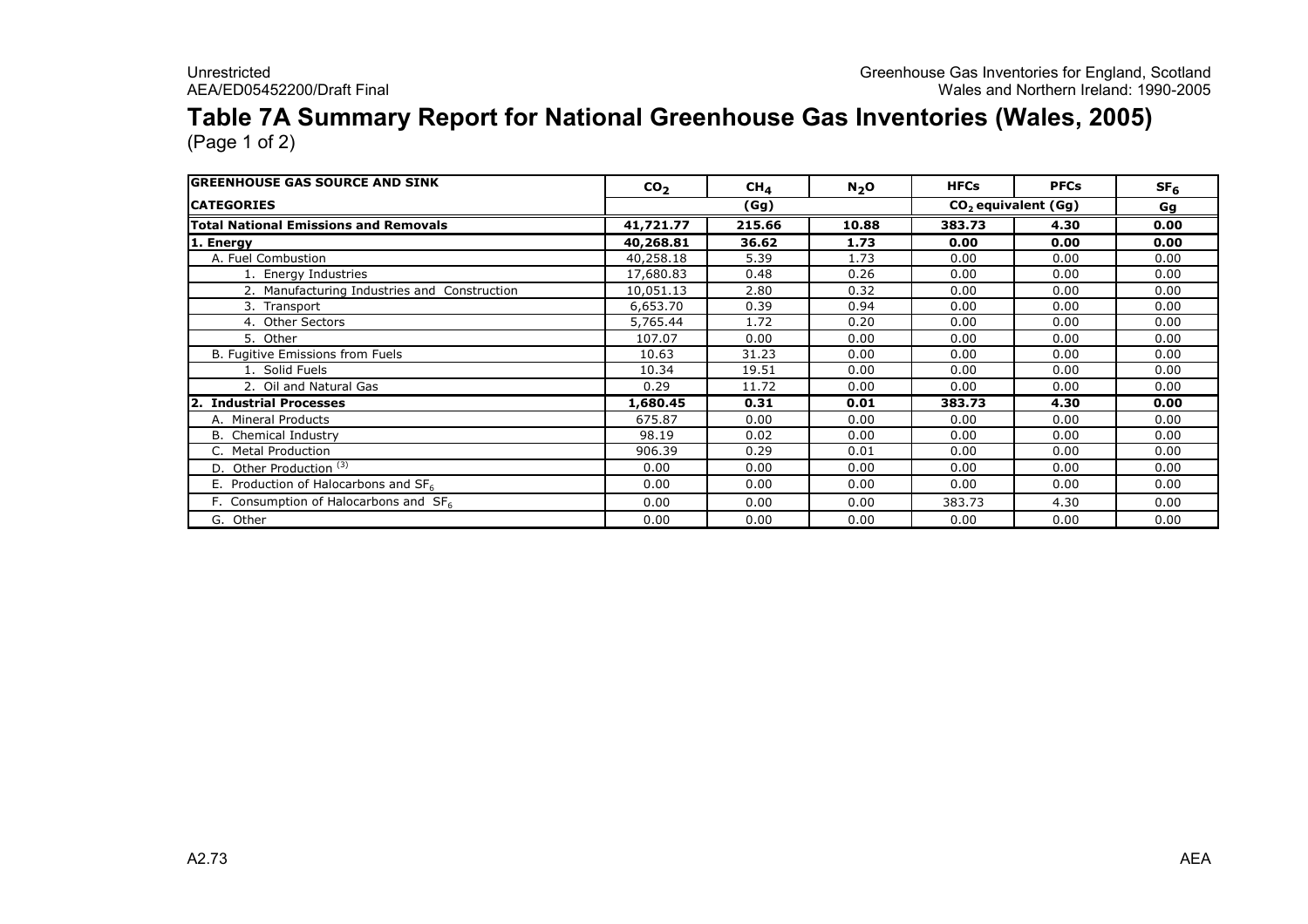# Table 7A Summary Report for National Greenhouse Gas Inventories (Wales, 2005)

(Page 1 of 2)

| GREENHOUSE GAS SOURCE AND SINK | $CO_2$ | $CH_4$ | $N_2O$ | HFCs | PFCs | $SF_6$ |
|---|---|---|---|---|---|---|
| CATEGORIES | | (Gg) | | $CO_2$ equivalent (Gg) | | Gg |
| **Total National Emissions and Removals** | **41,721.77** | **215.66** | **10.88** | **383.73** | **4.30** | **0.00** |
| **1. Energy** | **40,268.81** | **36.62** | **1.73** | **0.00** | **0.00** | **0.00** |
| A. Fuel Combustion | 40,258.18 | 5.39 | 1.73 | 0.00 | 0.00 | 0.00 |
| 1. Energy Industries | 17,680.83 | 0.48 | 0.26 | 0.00 | 0.00 | 0.00 |
| 2. Manufacturing Industries and Construction | 10,051.13 | 2.80 | 0.32 | 0.00 | 0.00 | 0.00 |
| 3. Transport | 6,653.70 | 0.39 | 0.94 | 0.00 | 0.00 | 0.00 |
| 4. Other Sectors | 5,765.44 | 1.72 | 0.20 | 0.00 | 0.00 | 0.00 |
| 5. Other | 107.07 | 0.00 | 0.00 | 0.00 | 0.00 | 0.00 |
| B. Fugitive Emissions from Fuels | 10.63 | 31.23 | 0.00 | 0.00 | 0.00 | 0.00 |
| 1. Solid Fuels | 10.34 | 19.51 | 0.00 | 0.00 | 0.00 | 0.00 |
| 2. Oil and Natural Gas | 0.29 | 11.72 | 0.00 | 0.00 | 0.00 | 0.00 |
| **2. Industrial Processes** | **1,680.45** | **0.31** | **0.01** | **383.73** | **4.30** | **0.00** |
| A. Mineral Products | 675.87 | 0.00 | 0.00 | 0.00 | 0.00 | 0.00 |
| B. Chemical Industry | 98.19 | 0.02 | 0.00 | 0.00 | 0.00 | 0.00 |
| C. Metal Production | 906.39 | 0.29 | 0.01 | 0.00 | 0.00 | 0.00 |
| D. Other Production [(3)] | 0.00 | 0.00 | 0.00 | 0.00 | 0.00 | 0.00 |
| E. Production of Halocarbons and $SF_6$ | 0.00 | 0.00 | 0.00 | 0.00 | 0.00 | 0.00 |
| F. Consumption of Halocarbons and $SF_6$ | 0.00 | 0.00 | 0.00 | 383.73 | 4.30 | 0.00 |
| G. Other | 0.00 | 0.00 | 0.00 | 0.00 | 0.00 | 0.00 |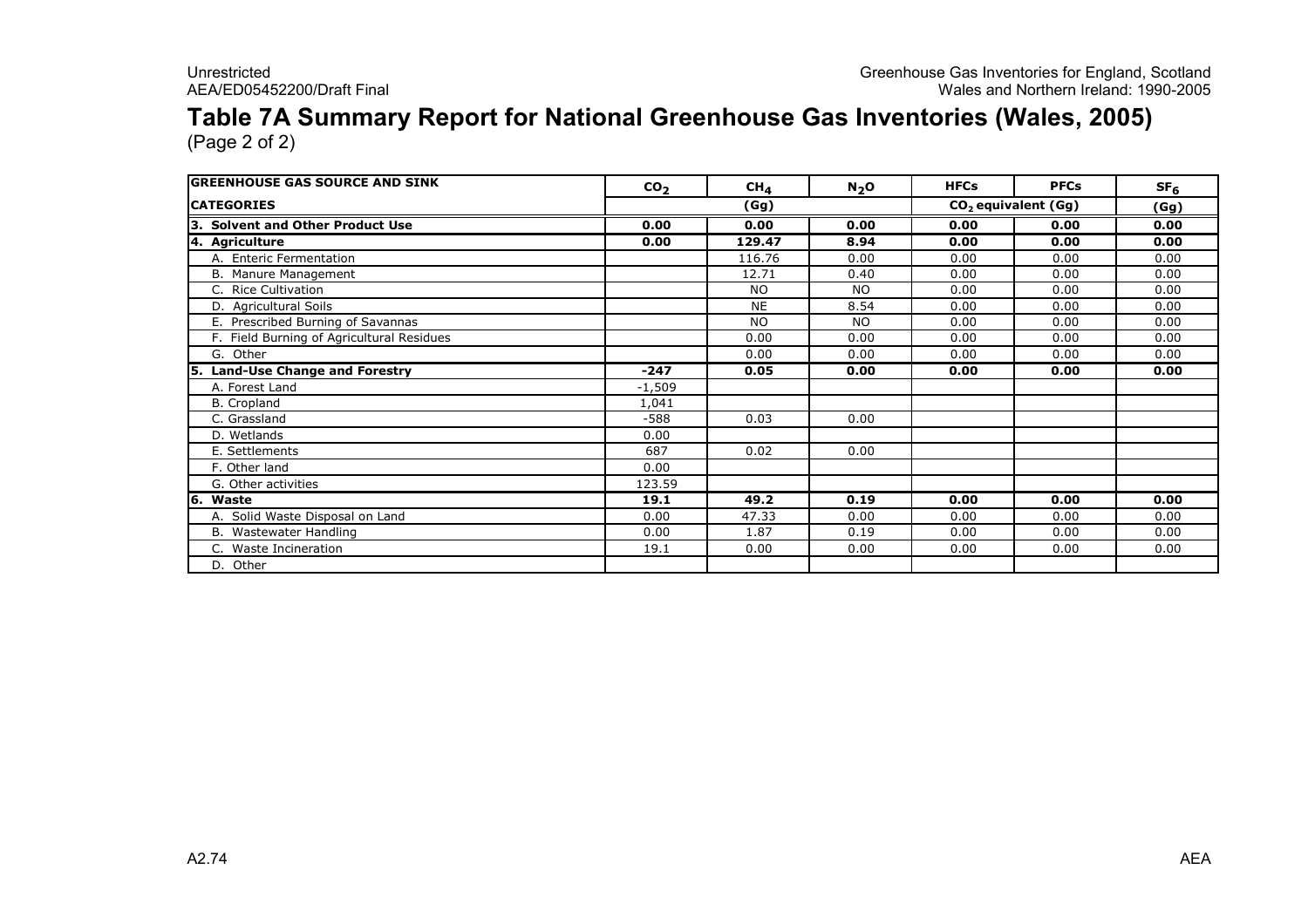# Table 7A Summary Report for National Greenhouse Gas Inventories (Wales, 2005)

(Page 2 of 2)

| GREENHOUSE GAS SOURCE AND SINK | $CO_2$ | $CH_4$ | $N_2O$ | HFCs | PFCs | $SF_6$ |
|---|---|---|---|---|---|---|
| CATEGORIES | | (Gg) | | $CO_2$ equivalent (Gg) | | (Gg) |
| **3. Solvent and Other Product Use** | **0.00** | **0.00** | **0.00** | **0.00** | **0.00** | **0.00** |
| **4. Agriculture** | **0.00** | **129.47** | **8.94** | **0.00** | **0.00** | **0.00** |
| A. Enteric Fermentation | | 116.76 | 0.00 | 0.00 | 0.00 | 0.00 |
| B. Manure Management | | 12.71 | 0.40 | 0.00 | 0.00 | 0.00 |
| C. Rice Cultivation | | NO | NO | 0.00 | 0.00 | 0.00 |
| D. Agricultural Soils | | NE | 8.54 | 0.00 | 0.00 | 0.00 |
| E. Prescribed Burning of Savannas | | NO | NO | 0.00 | 0.00 | 0.00 |
| F. Field Burning of Agricultural Residues | | 0.00 | 0.00 | 0.00 | 0.00 | 0.00 |
| G. Other | | 0.00 | 0.00 | 0.00 | 0.00 | 0.00 |
| **5. Land-Use Change and Forestry** | **-247** | **0.05** | **0.00** | **0.00** | **0.00** | **0.00** |
| A. Forest Land | -1,509 | | | | | |
| B. Cropland | 1,041 | | | | | |
| C. Grassland | -588 | 0.03 | 0.00 | | | |
| D. Wetlands | 0.00 | | | | | |
| E. Settlements | 687 | 0.02 | 0.00 | | | |
| F. Other land | 0.00 | | | | | |
| G. Other activities | 123.59 | | | | | |
| **6. Waste** | **19.1** | **49.2** | **0.19** | **0.00** | **0.00** | **0.00** |
| A. Solid Waste Disposal on Land | 0.00 | 47.33 | 0.00 | 0.00 | 0.00 | 0.00 |
| B. Wastewater Handling | 0.00 | 1.87 | 0.19 | 0.00 | 0.00 | 0.00 |
| C. Waste Incineration | 19.1 | 0.00 | 0.00 | 0.00 | 0.00 | 0.00 |
| D. Other | | | | | | |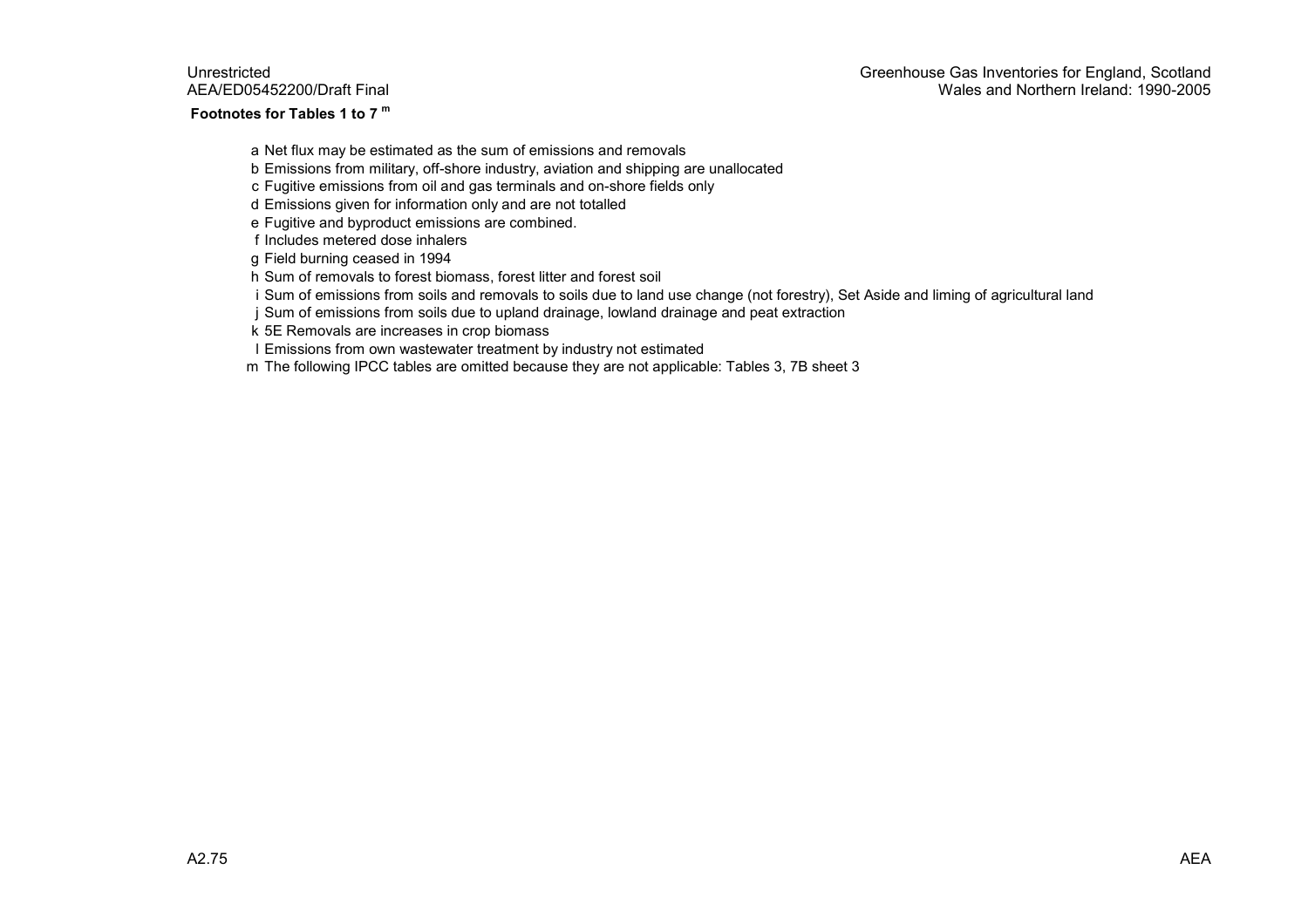**Footnotes for Tables 1 to 7 [m]**

a Net flux may be estimated as the sum of emissions and removals
b Emissions from military, off-shore industry, aviation and shipping are unallocated
c Fugitive emissions from oil and gas terminals and on-shore fields only
d Emissions given for information only and are not totalled
e Fugitive and byproduct emissions are combined.
f Includes metered dose inhalers
g Field burning ceased in 1994
h Sum of removals to forest biomass, forest litter and forest soil
i Sum of emissions from soils and removals to soils due to land use change (not forestry), Set Aside and liming of agricultural land
j Sum of emissions from soils due to upland drainage, lowland drainage and peat extraction
k 5E Removals are increases in crop biomass
l Emissions from own wastewater treatment by industry not estimated
m The following IPCC tables are omitted because they are not applicable: Tables 3, 7B sheet 3